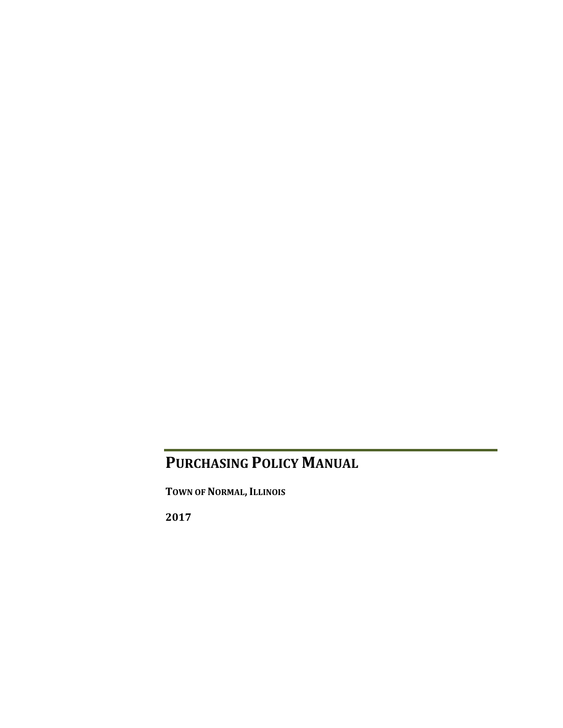# PURCHASING POLICY MANUAL

**TOWN OF NORMAL, ILLINOIS**

**2017**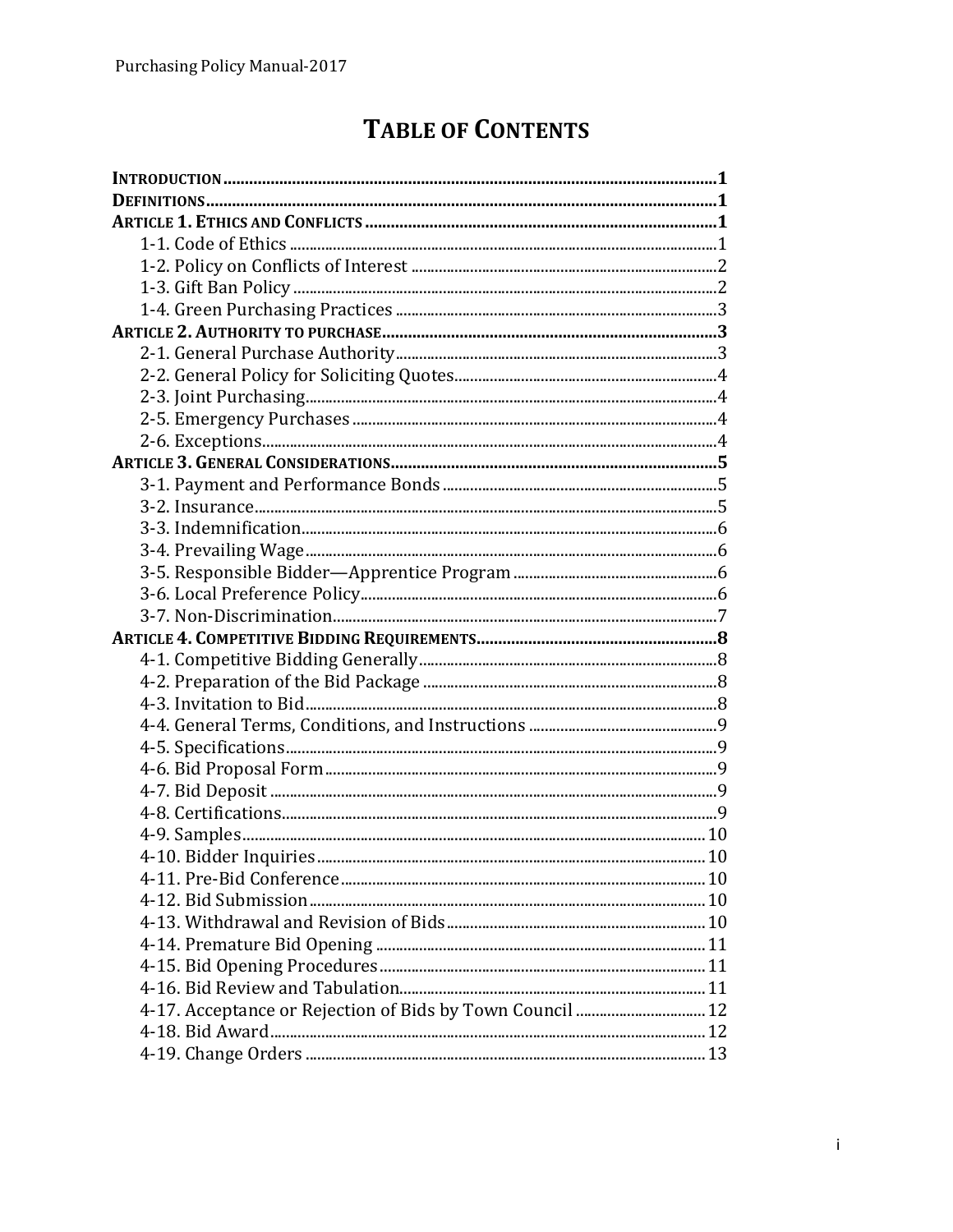# TABLE OF CONTENTS

**INTRODUCTION** ........................................ **1**
**DEFINITIONS** ........................................ **1**
**ARTICLE 1. ETHICS AND CONFLICTS** ........................................ **1**
- 1-1. Code of Ethics ........................................ 1
- 1-2. Policy on Conflicts of Interest ........................................ 2
- 1-3. Gift Ban Policy ........................................ 2
- 1-4. Green Purchasing Practices ........................................ 3

**ARTICLE 2. AUTHORITY TO PURCHASE** ........................................ **3**
- 2-1. General Purchase Authority ........................................ 3
- 2-2. General Policy for Soliciting Quotes ........................................ 4
- 2-3. Joint Purchasing ........................................ 4
- 2-5. Emergency Purchases ........................................ 4
- 2-6. Exceptions ........................................ 4

**ARTICLE 3. GENERAL CONSIDERATIONS** ........................................ **5**
- 3-1. Payment and Performance Bonds ........................................ 5
- 3-2. Insurance ........................................ 5
- 3-3. Indemnification ........................................ 6
- 3-4. Prevailing Wage ........................................ 6
- 3-5. Responsible Bidder—Apprentice Program ........................................ 6
- 3-6. Local Preference Policy ........................................ 6
- 3-7. Non-Discrimination ........................................ 7

**ARTICLE 4. COMPETITIVE BIDDING REQUIREMENTS** ........................................ **8**
- 4-1. Competitive Bidding Generally ........................................ 8
- 4-2. Preparation of the Bid Package ........................................ 8
- 4-3. Invitation to Bid ........................................ 8
- 4-4. General Terms, Conditions, and Instructions ........................................ 9
- 4-5. Specifications ........................................ 9
- 4-6. Bid Proposal Form ........................................ 9
- 4-7. Bid Deposit ........................................ 9
- 4-8. Certifications ........................................ 9
- 4-9. Samples ........................................ 10
- 4-10. Bidder Inquiries ........................................ 10
- 4-11. Pre-Bid Conference ........................................ 10
- 4-12. Bid Submission ........................................ 10
- 4-13. Withdrawal and Revision of Bids ........................................ 10
- 4-14. Premature Bid Opening ........................................ 11
- 4-15. Bid Opening Procedures ........................................ 11
- 4-16. Bid Review and Tabulation ........................................ 11
- 4-17. Acceptance or Rejection of Bids by Town Council ........................................ 12
- 4-18. Bid Award ........................................ 12
- 4-19. Change Orders ........................................ 13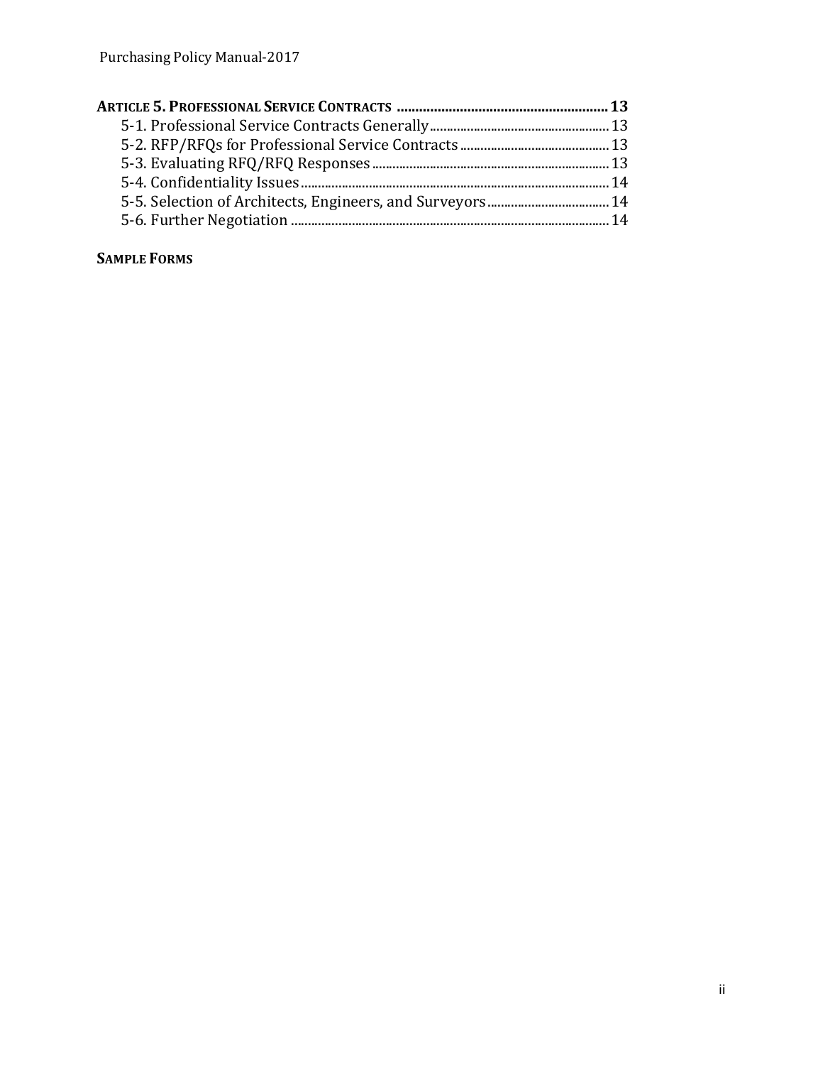**ARTICLE 5. PROFESSIONAL SERVICE CONTRACTS** ........................................................ **13**

- 5-1. Professional Service Contracts Generally ........................................................ 13
- 5-2. RFP/RFQs for Professional Service Contracts ........................................................ 13
- 5-3. Evaluating RFQ/RFQ Responses ........................................................ 13
- 5-4. Confidentiality Issues ........................................................ 14
- 5-5. Selection of Architects, Engineers, and Surveyors ........................................................ 14
- 5-6. Further Negotiation ........................................................ 14

**SAMPLE FORMS**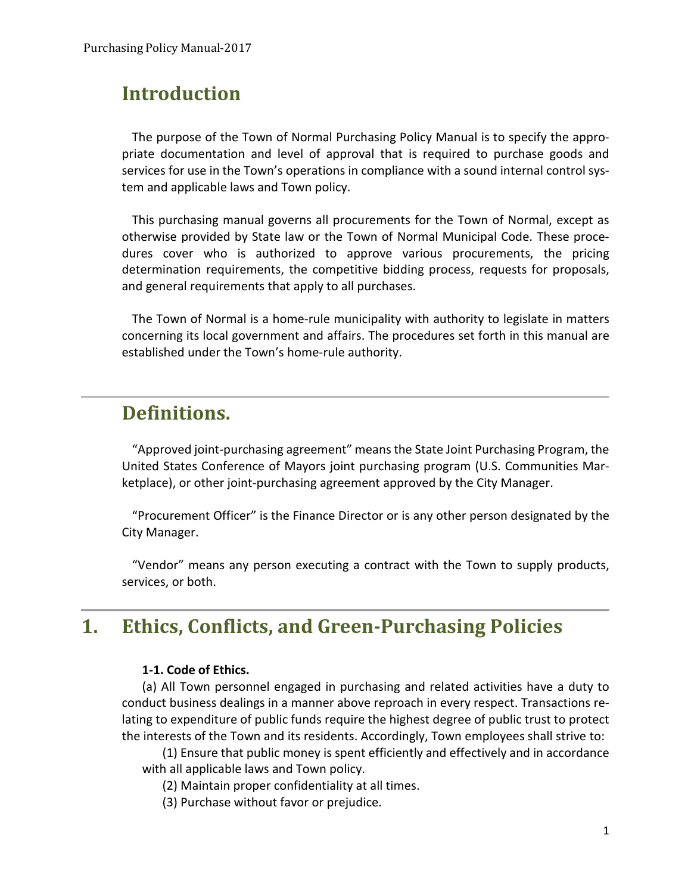# Introduction

The purpose of the Town of Normal Purchasing Policy Manual is to specify the appropriate documentation and level of approval that is required to purchase goods and services for use in the Town's operations in compliance with a sound internal control system and applicable laws and Town policy.

This purchasing manual governs all procurements for the Town of Normal, except as otherwise provided by State law or the Town of Normal Municipal Code. These procedures cover who is authorized to approve various procurements, the pricing determination requirements, the competitive bidding process, requests for proposals, and general requirements that apply to all purchases.

The Town of Normal is a home-rule municipality with authority to legislate in matters concerning its local government and affairs. The procedures set forth in this manual are established under the Town's home-rule authority.

# Definitions.

"Approved joint-purchasing agreement" means the State Joint Purchasing Program, the United States Conference of Mayors joint purchasing program (U.S. Communities Marketplace), or other joint-purchasing agreement approved by the City Manager.

"Procurement Officer" is the Finance Director or is any other person designated by the City Manager.

"Vendor" means any person executing a contract with the Town to supply products, services, or both.

# 1. Ethics, Conflicts, and Green-Purchasing Policies

**1-1. Code of Ethics.**

(a) All Town personnel engaged in purchasing and related activities have a duty to conduct business dealings in a manner above reproach in every respect. Transactions relating to expenditure of public funds require the highest degree of public trust to protect the interests of the Town and its residents. Accordingly, Town employees shall strive to:

(1) Ensure that public money is spent efficiently and effectively and in accordance with all applicable laws and Town policy.

(2) Maintain proper confidentiality at all times.

(3) Purchase without favor or prejudice.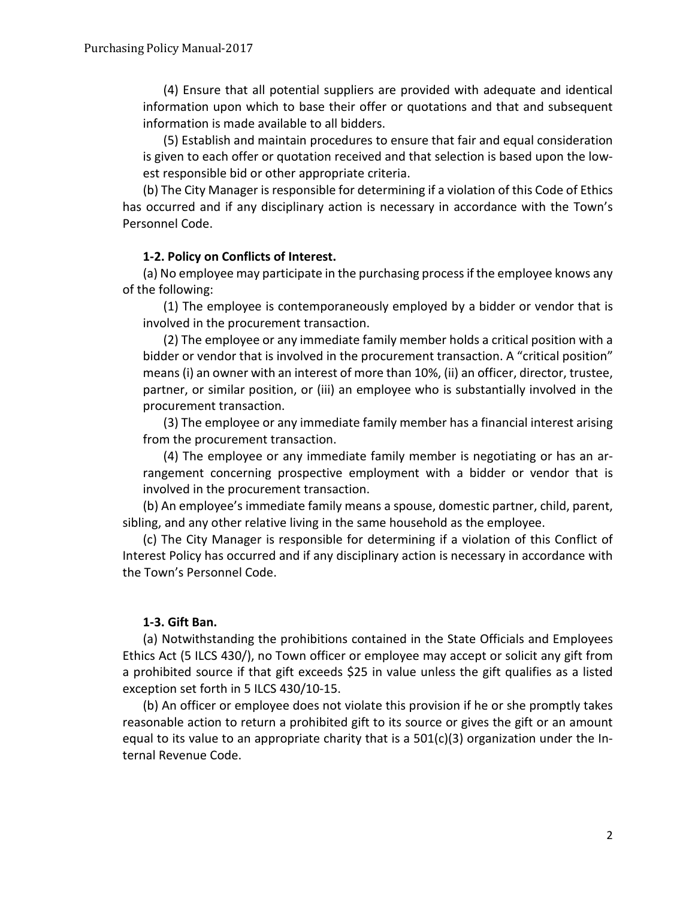(4) Ensure that all potential suppliers are provided with adequate and identical information upon which to base their offer or quotations and that and subsequent information is made available to all bidders.

(5) Establish and maintain procedures to ensure that fair and equal consideration is given to each offer or quotation received and that selection is based upon the lowest responsible bid or other appropriate criteria.

(b) The City Manager is responsible for determining if a violation of this Code of Ethics has occurred and if any disciplinary action is necessary in accordance with the Town's Personnel Code.

**1-2. Policy on Conflicts of Interest.**

(a) No employee may participate in the purchasing process if the employee knows any of the following:

(1) The employee is contemporaneously employed by a bidder or vendor that is involved in the procurement transaction.

(2) The employee or any immediate family member holds a critical position with a bidder or vendor that is involved in the procurement transaction. A "critical position" means (i) an owner with an interest of more than 10%, (ii) an officer, director, trustee, partner, or similar position, or (iii) an employee who is substantially involved in the procurement transaction.

(3) The employee or any immediate family member has a financial interest arising from the procurement transaction.

(4) The employee or any immediate family member is negotiating or has an arrangement concerning prospective employment with a bidder or vendor that is involved in the procurement transaction.

(b) An employee's immediate family means a spouse, domestic partner, child, parent, sibling, and any other relative living in the same household as the employee.

(c) The City Manager is responsible for determining if a violation of this Conflict of Interest Policy has occurred and if any disciplinary action is necessary in accordance with the Town's Personnel Code.

**1-3. Gift Ban.**

(a) Notwithstanding the prohibitions contained in the State Officials and Employees Ethics Act (5 ILCS 430/), no Town officer or employee may accept or solicit any gift from a prohibited source if that gift exceeds $25 in value unless the gift qualifies as a listed exception set forth in 5 ILCS 430/10-15.

(b) An officer or employee does not violate this provision if he or she promptly takes reasonable action to return a prohibited gift to its source or gives the gift or an amount equal to its value to an appropriate charity that is a 501(c)(3) organization under the Internal Revenue Code.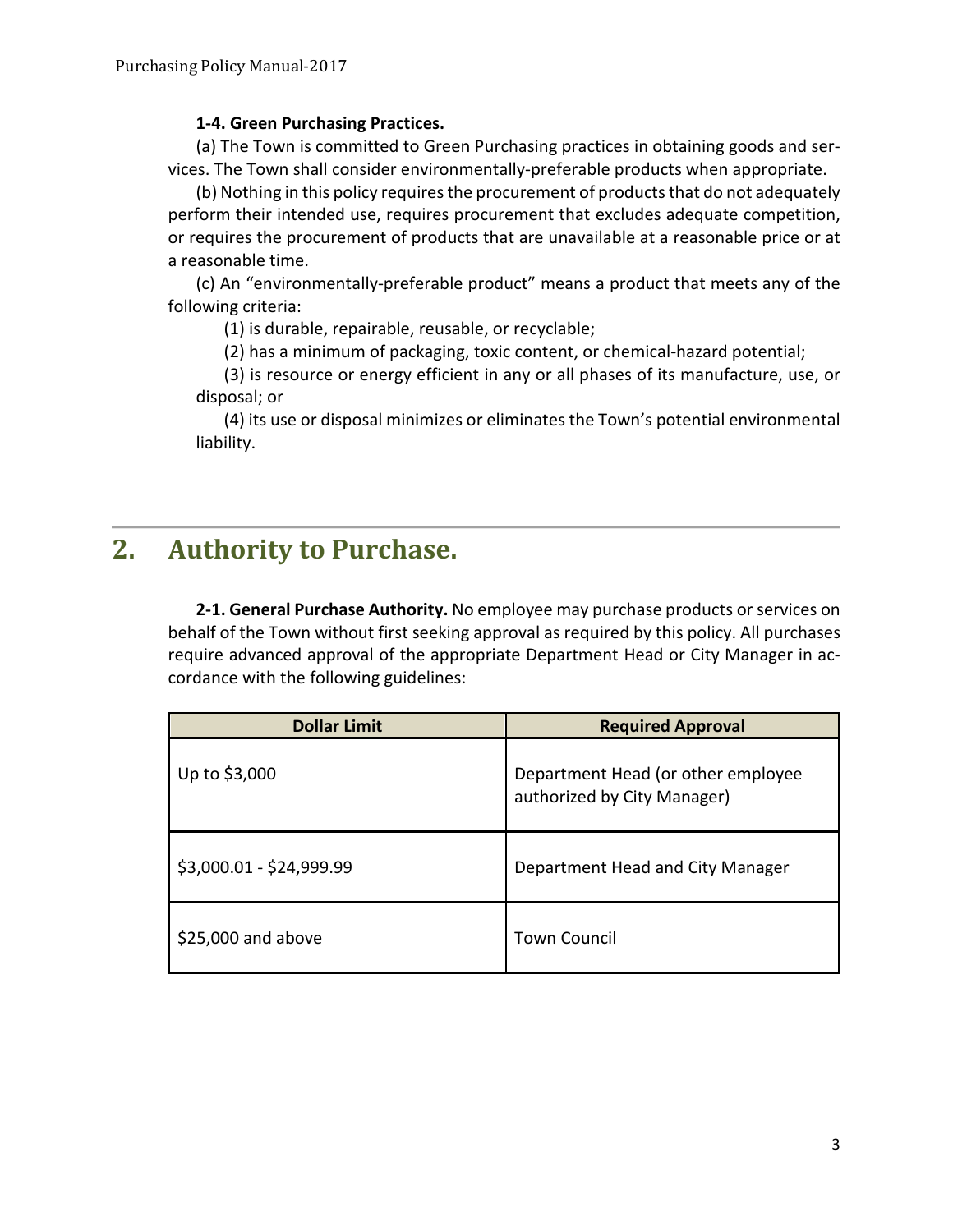**1-4. Green Purchasing Practices.**

(a) The Town is committed to Green Purchasing practices in obtaining goods and services. The Town shall consider environmentally-preferable products when appropriate.

(b) Nothing in this policy requires the procurement of products that do not adequately perform their intended use, requires procurement that excludes adequate competition, or requires the procurement of products that are unavailable at a reasonable price or at a reasonable time.

(c) An "environmentally-preferable product" means a product that meets any of the following criteria:

(1) is durable, repairable, reusable, or recyclable;

(2) has a minimum of packaging, toxic content, or chemical-hazard potential;

(3) is resource or energy efficient in any or all phases of its manufacture, use, or disposal; or

(4) its use or disposal minimizes or eliminates the Town's potential environmental liability.

## 2. Authority to Purchase.

**2-1. General Purchase Authority.** No employee may purchase products or services on behalf of the Town without first seeking approval as required by this policy. All purchases require advanced approval of the appropriate Department Head or City Manager in accordance with the following guidelines:

| Dollar Limit | Required Approval |
|---|---|
| Up to $3,000 | Department Head (or other employee authorized by City Manager) |
| $3,000.01 - $24,999.99 | Department Head and City Manager |
| $25,000 and above | Town Council |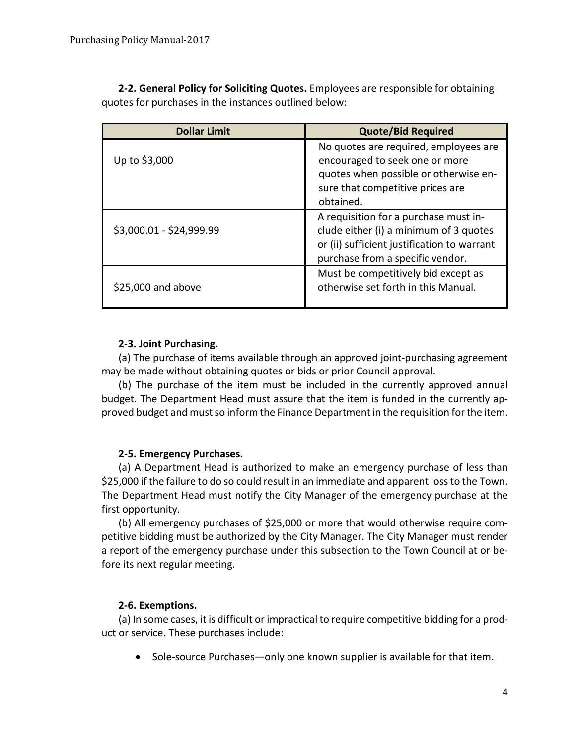**2-2. General Policy for Soliciting Quotes.** Employees are responsible for obtaining quotes for purchases in the instances outlined below:

| Dollar Limit | Quote/Bid Required |
|---|---|
| Up to $3,000 | No quotes are required, employees are encouraged to seek one or more quotes when possible or otherwise ensure that competitive prices are obtained. |
| $3,000.01 - $24,999.99 | A requisition for a purchase must include either (i) a minimum of 3 quotes or (ii) sufficient justification to warrant purchase from a specific vendor. |
| $25,000 and above | Must be competitively bid except as otherwise set forth in this Manual. |

**2-3. Joint Purchasing.**

(a) The purchase of items available through an approved joint-purchasing agreement may be made without obtaining quotes or bids or prior Council approval.

(b) The purchase of the item must be included in the currently approved annual budget. The Department Head must assure that the item is funded in the currently approved budget and must so inform the Finance Department in the requisition for the item.

**2-5. Emergency Purchases.**

(a) A Department Head is authorized to make an emergency purchase of less than $25,000 if the failure to do so could result in an immediate and apparent loss to the Town. The Department Head must notify the City Manager of the emergency purchase at the first opportunity.

(b) All emergency purchases of $25,000 or more that would otherwise require competitive bidding must be authorized by the City Manager. The City Manager must render a report of the emergency purchase under this subsection to the Town Council at or before its next regular meeting.

**2-6. Exemptions.**

(a) In some cases, it is difficult or impractical to require competitive bidding for a product or service. These purchases include:

- Sole-source Purchases—only one known supplier is available for that item.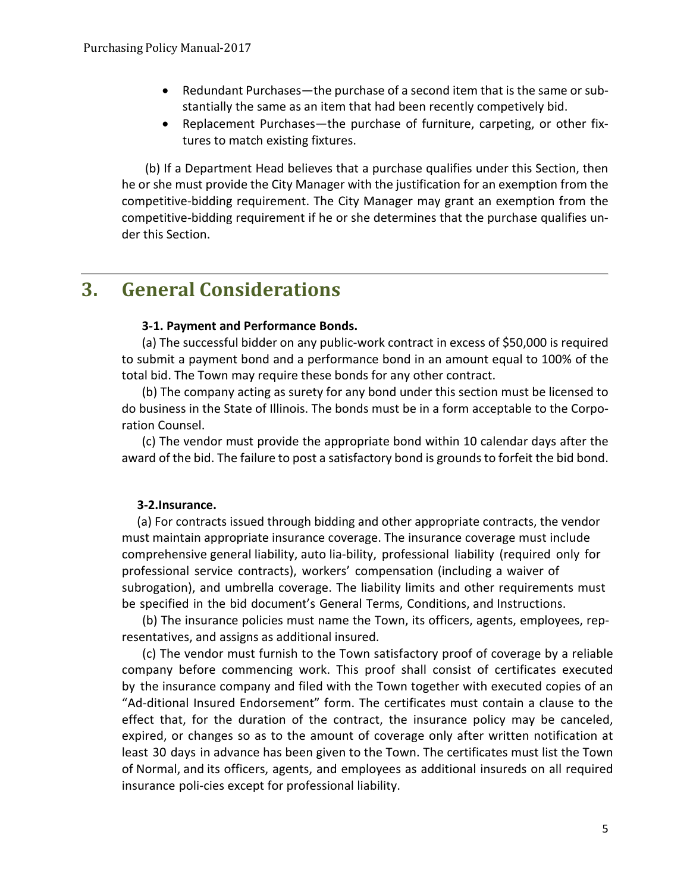- Redundant Purchases—the purchase of a second item that is the same or substantially the same as an item that had been recently competively bid.
- Replacement Purchases—the purchase of furniture, carpeting, or other fixtures to match existing fixtures.

(b) If a Department Head believes that a purchase qualifies under this Section, then he or she must provide the City Manager with the justification for an exemption from the competitive-bidding requirement. The City Manager may grant an exemption from the competitive-bidding requirement if he or she determines that the purchase qualifies under this Section.

# 3. General Considerations

**3-1. Payment and Performance Bonds.**

(a) The successful bidder on any public-work contract in excess of $50,000 is required to submit a payment bond and a performance bond in an amount equal to 100% of the total bid. The Town may require these bonds for any other contract.

(b) The company acting as surety for any bond under this section must be licensed to do business in the State of Illinois. The bonds must be in a form acceptable to the Corporation Counsel.

(c) The vendor must provide the appropriate bond within 10 calendar days after the award of the bid. The failure to post a satisfactory bond is grounds to forfeit the bid bond.

**3-2.Insurance.**

(a) For contracts issued through bidding and other appropriate contracts, the vendor must maintain appropriate insurance coverage. The insurance coverage must include comprehensive general liability, auto liability, professional liability (required only for professional service contracts), workers' compensation (including a waiver of subrogation), and umbrella coverage. The liability limits and other requirements must be specified in the bid document's General Terms, Conditions, and Instructions.

(b) The insurance policies must name the Town, its officers, agents, employees, representatives, and assigns as additional insured.

(c) The vendor must furnish to the Town satisfactory proof of coverage by a reliable company before commencing work. This proof shall consist of certificates executed by the insurance company and filed with the Town together with executed copies of an "Additional Insured Endorsement" form. The certificates must contain a clause to the effect that, for the duration of the contract, the insurance policy may be canceled, expired, or changes so as to the amount of coverage only after written notification at least 30 days in advance has been given to the Town. The certificates must list the Town of Normal, and its officers, agents, and employees as additional insureds on all required insurance policies except for professional liability.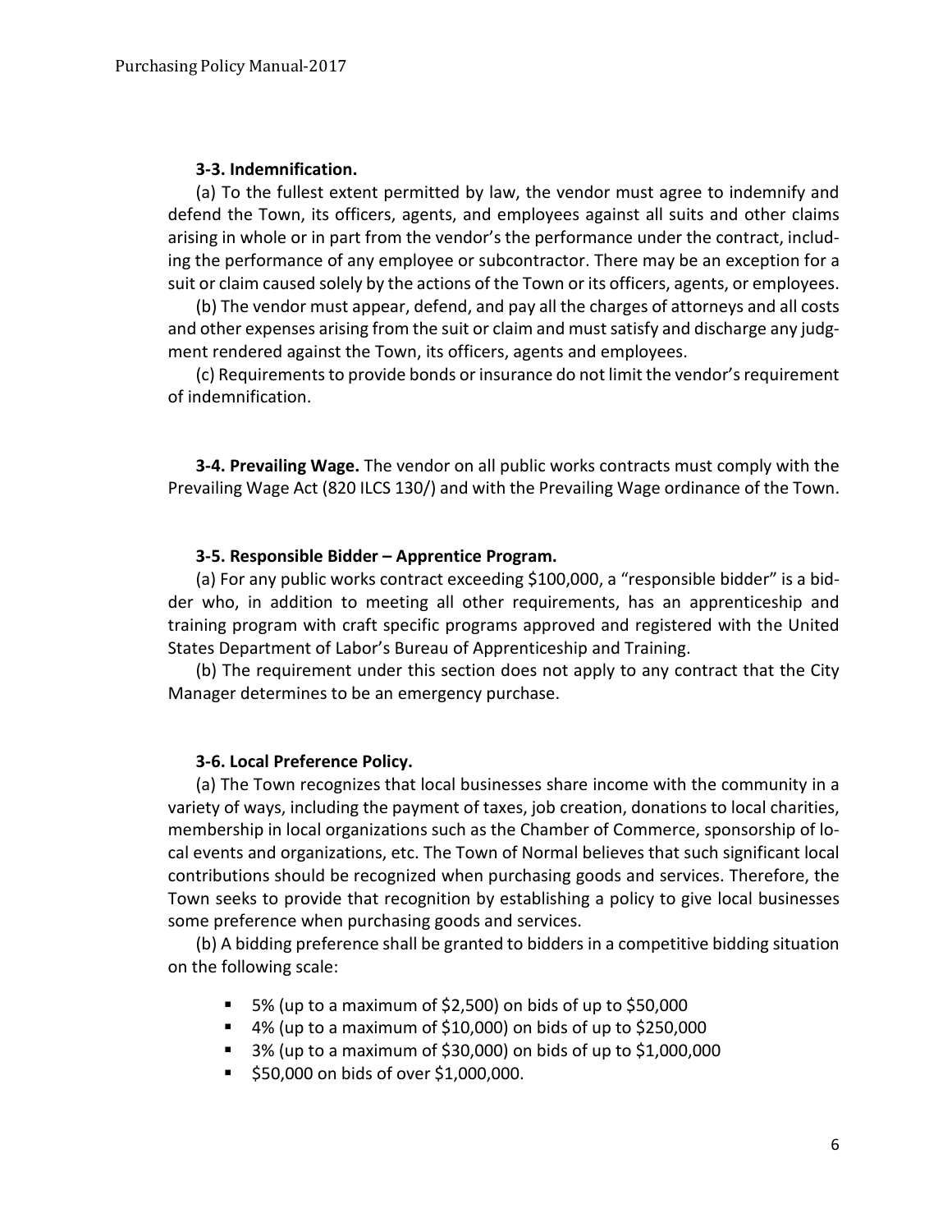**3-3. Indemnification.**

(a) To the fullest extent permitted by law, the vendor must agree to indemnify and defend the Town, its officers, agents, and employees against all suits and other claims arising in whole or in part from the vendor's the performance under the contract, including the performance of any employee or subcontractor. There may be an exception for a suit or claim caused solely by the actions of the Town or its officers, agents, or employees.

(b) The vendor must appear, defend, and pay all the charges of attorneys and all costs and other expenses arising from the suit or claim and must satisfy and discharge any judgment rendered against the Town, its officers, agents and employees.

(c) Requirements to provide bonds or insurance do not limit the vendor's requirement of indemnification.

**3-4. Prevailing Wage.** The vendor on all public works contracts must comply with the Prevailing Wage Act (820 ILCS 130/) and with the Prevailing Wage ordinance of the Town.

**3-5. Responsible Bidder – Apprentice Program.**

(a) For any public works contract exceeding $100,000, a "responsible bidder" is a bidder who, in addition to meeting all other requirements, has an apprenticeship and training program with craft specific programs approved and registered with the United States Department of Labor's Bureau of Apprenticeship and Training.

(b) The requirement under this section does not apply to any contract that the City Manager determines to be an emergency purchase.

**3-6. Local Preference Policy.**

(a) The Town recognizes that local businesses share income with the community in a variety of ways, including the payment of taxes, job creation, donations to local charities, membership in local organizations such as the Chamber of Commerce, sponsorship of local events and organizations, etc. The Town of Normal believes that such significant local contributions should be recognized when purchasing goods and services. Therefore, the Town seeks to provide that recognition by establishing a policy to give local businesses some preference when purchasing goods and services.

(b) A bidding preference shall be granted to bidders in a competitive bidding situation on the following scale:

- 5% (up to a maximum of $2,500) on bids of up to $50,000
- 4% (up to a maximum of $10,000) on bids of up to $250,000
- 3% (up to a maximum of $30,000) on bids of up to $1,000,000
- $50,000 on bids of over $1,000,000.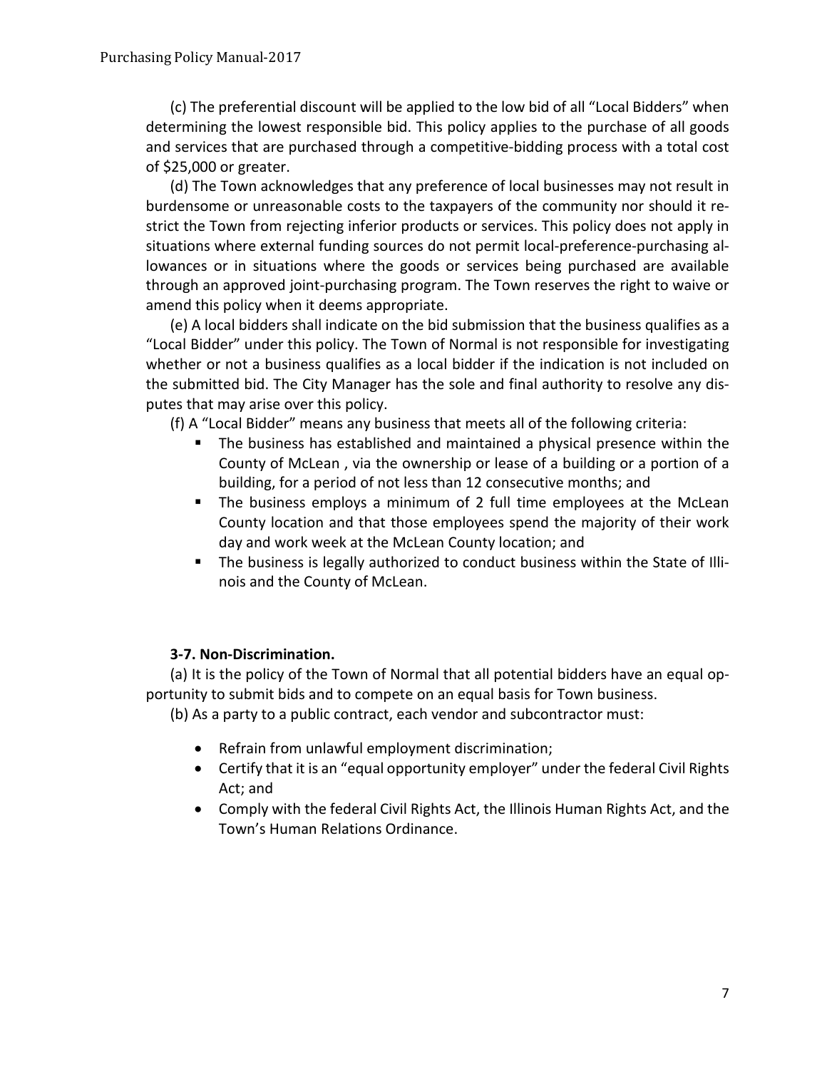(c) The preferential discount will be applied to the low bid of all "Local Bidders" when determining the lowest responsible bid. This policy applies to the purchase of all goods and services that are purchased through a competitive-bidding process with a total cost of $25,000 or greater.

(d) The Town acknowledges that any preference of local businesses may not result in burdensome or unreasonable costs to the taxpayers of the community nor should it restrict the Town from rejecting inferior products or services. This policy does not apply in situations where external funding sources do not permit local-preference-purchasing allowances or in situations where the goods or services being purchased are available through an approved joint-purchasing program. The Town reserves the right to waive or amend this policy when it deems appropriate.

(e) A local bidders shall indicate on the bid submission that the business qualifies as a "Local Bidder" under this policy. The Town of Normal is not responsible for investigating whether or not a business qualifies as a local bidder if the indication is not included on the submitted bid. The City Manager has the sole and final authority to resolve any disputes that may arise over this policy.

(f) A "Local Bidder" means any business that meets all of the following criteria:

- The business has established and maintained a physical presence within the County of McLean , via the ownership or lease of a building or a portion of a building, for a period of not less than 12 consecutive months; and
- The business employs a minimum of 2 full time employees at the McLean County location and that those employees spend the majority of their work day and work week at the McLean County location; and
- The business is legally authorized to conduct business within the State of Illinois and the County of McLean.

**3-7. Non-Discrimination.**

(a) It is the policy of the Town of Normal that all potential bidders have an equal opportunity to submit bids and to compete on an equal basis for Town business.

(b) As a party to a public contract, each vendor and subcontractor must:

- Refrain from unlawful employment discrimination;
- Certify that it is an "equal opportunity employer" under the federal Civil Rights Act; and
- Comply with the federal Civil Rights Act, the Illinois Human Rights Act, and the Town's Human Relations Ordinance.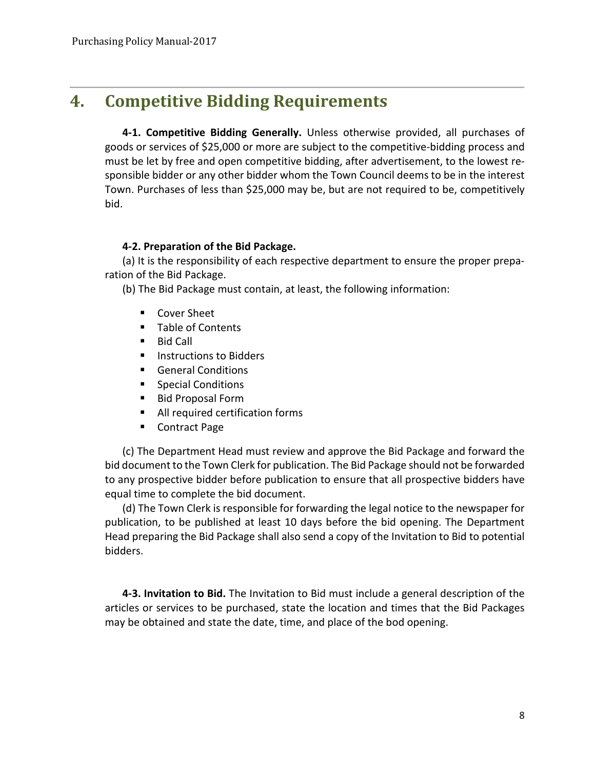# 4. Competitive Bidding Requirements

**4-1. Competitive Bidding Generally.** Unless otherwise provided, all purchases of goods or services of $25,000 or more are subject to the competitive-bidding process and must be let by free and open competitive bidding, after advertisement, to the lowest responsible bidder or any other bidder whom the Town Council deems to be in the interest Town. Purchases of less than $25,000 may be, but are not required to be, competitively bid.

**4-2. Preparation of the Bid Package.**

(a) It is the responsibility of each respective department to ensure the proper preparation of the Bid Package.

(b) The Bid Package must contain, at least, the following information:

- Cover Sheet
- Table of Contents
- Bid Call
- Instructions to Bidders
- General Conditions
- Special Conditions
- Bid Proposal Form
- All required certification forms
- Contract Page

(c) The Department Head must review and approve the Bid Package and forward the bid document to the Town Clerk for publication. The Bid Package should not be forwarded to any prospective bidder before publication to ensure that all prospective bidders have equal time to complete the bid document.

(d) The Town Clerk is responsible for forwarding the legal notice to the newspaper for publication, to be published at least 10 days before the bid opening. The Department Head preparing the Bid Package shall also send a copy of the Invitation to Bid to potential bidders.

**4-3. Invitation to Bid.** The Invitation to Bid must include a general description of the articles or services to be purchased, state the location and times that the Bid Packages may be obtained and state the date, time, and place of the bod opening.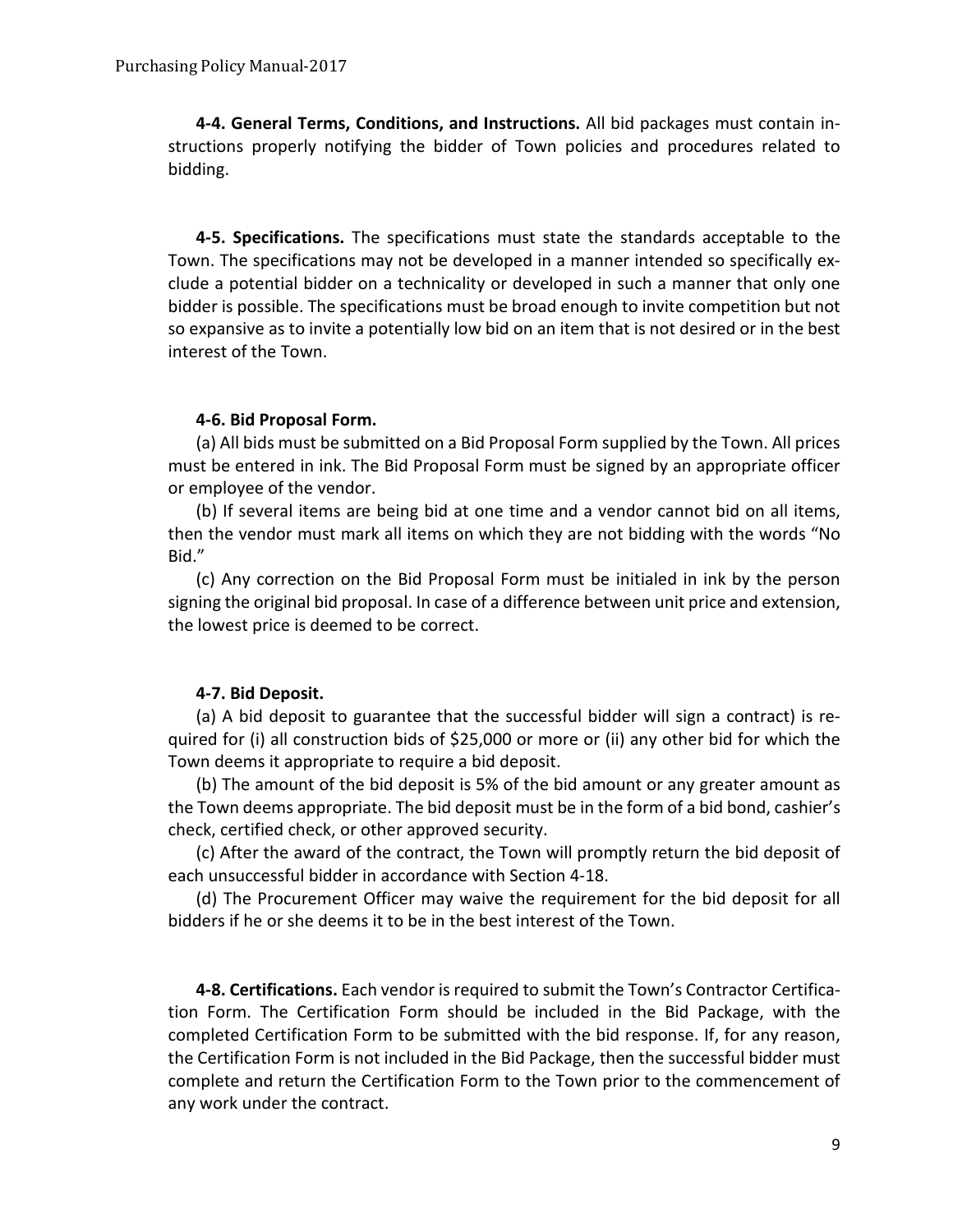**4-4. General Terms, Conditions, and Instructions.** All bid packages must contain instructions properly notifying the bidder of Town policies and procedures related to bidding.

**4-5. Specifications.** The specifications must state the standards acceptable to the Town. The specifications may not be developed in a manner intended so specifically exclude a potential bidder on a technicality or developed in such a manner that only one bidder is possible. The specifications must be broad enough to invite competition but not so expansive as to invite a potentially low bid on an item that is not desired or in the best interest of the Town.

**4-6. Bid Proposal Form.**

(a) All bids must be submitted on a Bid Proposal Form supplied by the Town. All prices must be entered in ink. The Bid Proposal Form must be signed by an appropriate officer or employee of the vendor.

(b) If several items are being bid at one time and a vendor cannot bid on all items, then the vendor must mark all items on which they are not bidding with the words "No Bid."

(c) Any correction on the Bid Proposal Form must be initialed in ink by the person signing the original bid proposal. In case of a difference between unit price and extension, the lowest price is deemed to be correct.

**4-7. Bid Deposit.**

(a) A bid deposit to guarantee that the successful bidder will sign a contract) is required for (i) all construction bids of $25,000 or more or (ii) any other bid for which the Town deems it appropriate to require a bid deposit.

(b) The amount of the bid deposit is 5% of the bid amount or any greater amount as the Town deems appropriate. The bid deposit must be in the form of a bid bond, cashier's check, certified check, or other approved security.

(c) After the award of the contract, the Town will promptly return the bid deposit of each unsuccessful bidder in accordance with Section 4-18.

(d) The Procurement Officer may waive the requirement for the bid deposit for all bidders if he or she deems it to be in the best interest of the Town.

**4-8. Certifications.** Each vendor is required to submit the Town's Contractor Certification Form. The Certification Form should be included in the Bid Package, with the completed Certification Form to be submitted with the bid response. If, for any reason, the Certification Form is not included in the Bid Package, then the successful bidder must complete and return the Certification Form to the Town prior to the commencement of any work under the contract.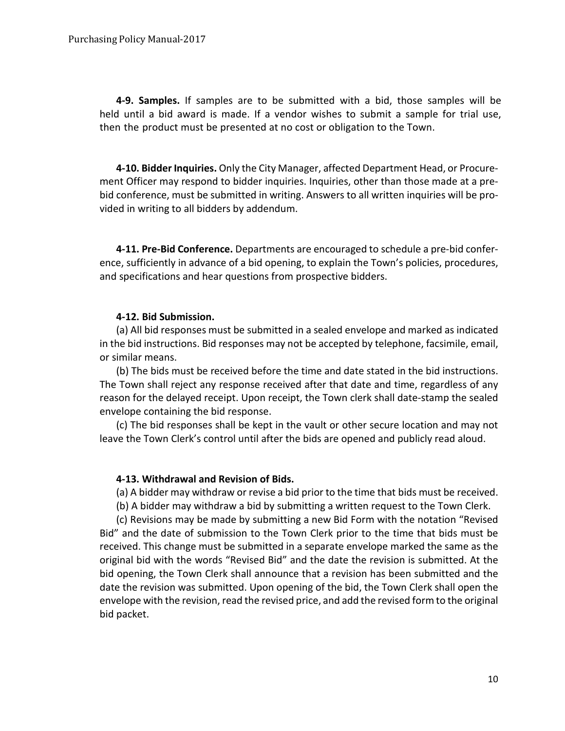**4-9. Samples.** If samples are to be submitted with a bid, those samples will be held until a bid award is made. If a vendor wishes to submit a sample for trial use, then the product must be presented at no cost or obligation to the Town.

**4-10. Bidder Inquiries.** Only the City Manager, affected Department Head, or Procurement Officer may respond to bidder inquiries. Inquiries, other than those made at a pre-bid conference, must be submitted in writing. Answers to all written inquiries will be provided in writing to all bidders by addendum.

**4-11. Pre-Bid Conference.** Departments are encouraged to schedule a pre-bid conference, sufficiently in advance of a bid opening, to explain the Town's policies, procedures, and specifications and hear questions from prospective bidders.

**4-12. Bid Submission.**

(a) All bid responses must be submitted in a sealed envelope and marked as indicated in the bid instructions. Bid responses may not be accepted by telephone, facsimile, email, or similar means.

(b) The bids must be received before the time and date stated in the bid instructions. The Town shall reject any response received after that date and time, regardless of any reason for the delayed receipt. Upon receipt, the Town clerk shall date-stamp the sealed envelope containing the bid response.

(c) The bid responses shall be kept in the vault or other secure location and may not leave the Town Clerk's control until after the bids are opened and publicly read aloud.

**4-13. Withdrawal and Revision of Bids.**

(a) A bidder may withdraw or revise a bid prior to the time that bids must be received.

(b) A bidder may withdraw a bid by submitting a written request to the Town Clerk.

(c) Revisions may be made by submitting a new Bid Form with the notation "Revised Bid" and the date of submission to the Town Clerk prior to the time that bids must be received. This change must be submitted in a separate envelope marked the same as the original bid with the words "Revised Bid" and the date the revision is submitted. At the bid opening, the Town Clerk shall announce that a revision has been submitted and the date the revision was submitted. Upon opening of the bid, the Town Clerk shall open the envelope with the revision, read the revised price, and add the revised form to the original bid packet.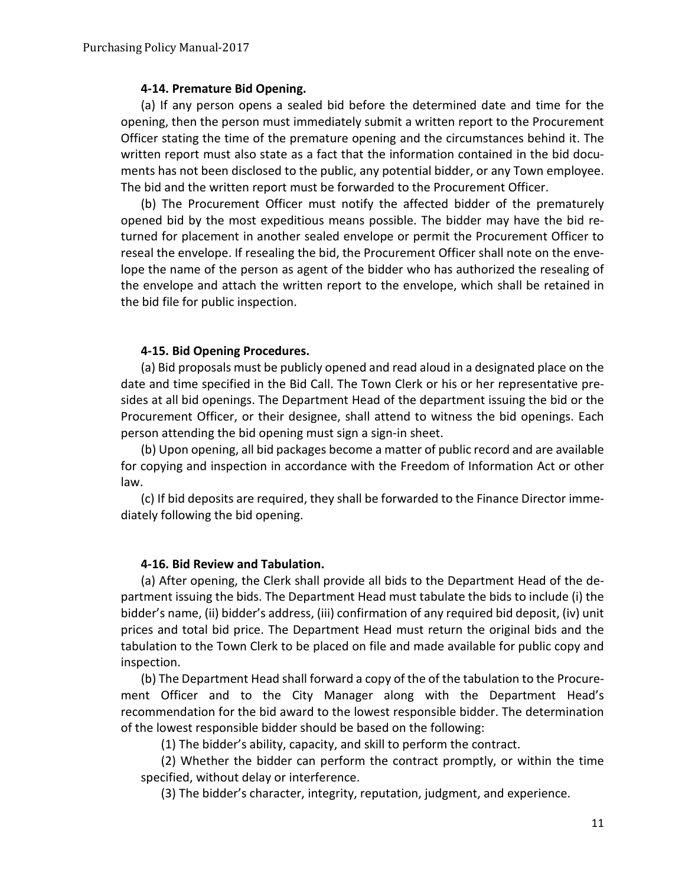### 4-14. Premature Bid Opening.

(a) If any person opens a sealed bid before the determined date and time for the opening, then the person must immediately submit a written report to the Procurement Officer stating the time of the premature opening and the circumstances behind it. The written report must also state as a fact that the information contained in the bid documents has not been disclosed to the public, any potential bidder, or any Town employee. The bid and the written report must be forwarded to the Procurement Officer.

(b) The Procurement Officer must notify the affected bidder of the prematurely opened bid by the most expeditious means possible. The bidder may have the bid returned for placement in another sealed envelope or permit the Procurement Officer to reseal the envelope. If resealing the bid, the Procurement Officer shall note on the envelope the name of the person as agent of the bidder who has authorized the resealing of the envelope and attach the written report to the envelope, which shall be retained in the bid file for public inspection.

### 4-15. Bid Opening Procedures.

(a) Bid proposals must be publicly opened and read aloud in a designated place on the date and time specified in the Bid Call. The Town Clerk or his or her representative presides at all bid openings. The Department Head of the department issuing the bid or the Procurement Officer, or their designee, shall attend to witness the bid openings. Each person attending the bid opening must sign a sign-in sheet.

(b) Upon opening, all bid packages become a matter of public record and are available for copying and inspection in accordance with the Freedom of Information Act or other law.

(c) If bid deposits are required, they shall be forwarded to the Finance Director immediately following the bid opening.

### 4-16. Bid Review and Tabulation.

(a) After opening, the Clerk shall provide all bids to the Department Head of the department issuing the bids. The Department Head must tabulate the bids to include (i) the bidder's name, (ii) bidder's address, (iii) confirmation of any required bid deposit, (iv) unit prices and total bid price. The Department Head must return the original bids and the tabulation to the Town Clerk to be placed on file and made available for public copy and inspection.

(b) The Department Head shall forward a copy of the of the tabulation to the Procurement Officer and to the City Manager along with the Department Head's recommendation for the bid award to the lowest responsible bidder. The determination of the lowest responsible bidder should be based on the following:

(1) The bidder's ability, capacity, and skill to perform the contract.

(2) Whether the bidder can perform the contract promptly, or within the time specified, without delay or interference.

(3) The bidder's character, integrity, reputation, judgment, and experience.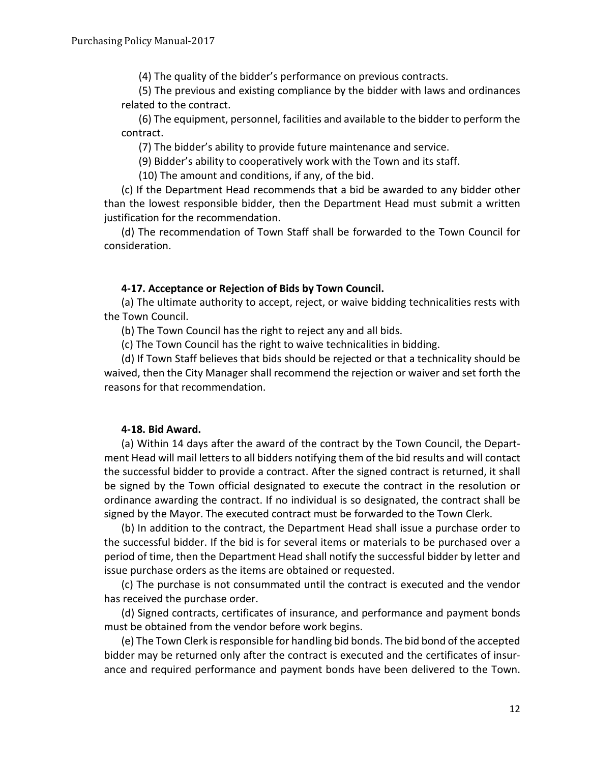(4) The quality of the bidder's performance on previous contracts.

(5) The previous and existing compliance by the bidder with laws and ordinances related to the contract.

(6) The equipment, personnel, facilities and available to the bidder to perform the contract.

(7) The bidder's ability to provide future maintenance and service.

(9) Bidder's ability to cooperatively work with the Town and its staff.

(10) The amount and conditions, if any, of the bid.

(c) If the Department Head recommends that a bid be awarded to any bidder other than the lowest responsible bidder, then the Department Head must submit a written justification for the recommendation.

(d) The recommendation of Town Staff shall be forwarded to the Town Council for consideration.

**4-17. Acceptance or Rejection of Bids by Town Council.**

(a) The ultimate authority to accept, reject, or waive bidding technicalities rests with the Town Council.

(b) The Town Council has the right to reject any and all bids.

(c) The Town Council has the right to waive technicalities in bidding.

(d) If Town Staff believes that bids should be rejected or that a technicality should be waived, then the City Manager shall recommend the rejection or waiver and set forth the reasons for that recommendation.

**4-18. Bid Award.**

(a) Within 14 days after the award of the contract by the Town Council, the Department Head will mail letters to all bidders notifying them of the bid results and will contact the successful bidder to provide a contract. After the signed contract is returned, it shall be signed by the Town official designated to execute the contract in the resolution or ordinance awarding the contract. If no individual is so designated, the contract shall be signed by the Mayor. The executed contract must be forwarded to the Town Clerk.

(b) In addition to the contract, the Department Head shall issue a purchase order to the successful bidder. If the bid is for several items or materials to be purchased over a period of time, then the Department Head shall notify the successful bidder by letter and issue purchase orders as the items are obtained or requested.

(c) The purchase is not consummated until the contract is executed and the vendor has received the purchase order.

(d) Signed contracts, certificates of insurance, and performance and payment bonds must be obtained from the vendor before work begins.

(e) The Town Clerk is responsible for handling bid bonds. The bid bond of the accepted bidder may be returned only after the contract is executed and the certificates of insurance and required performance and payment bonds have been delivered to the Town.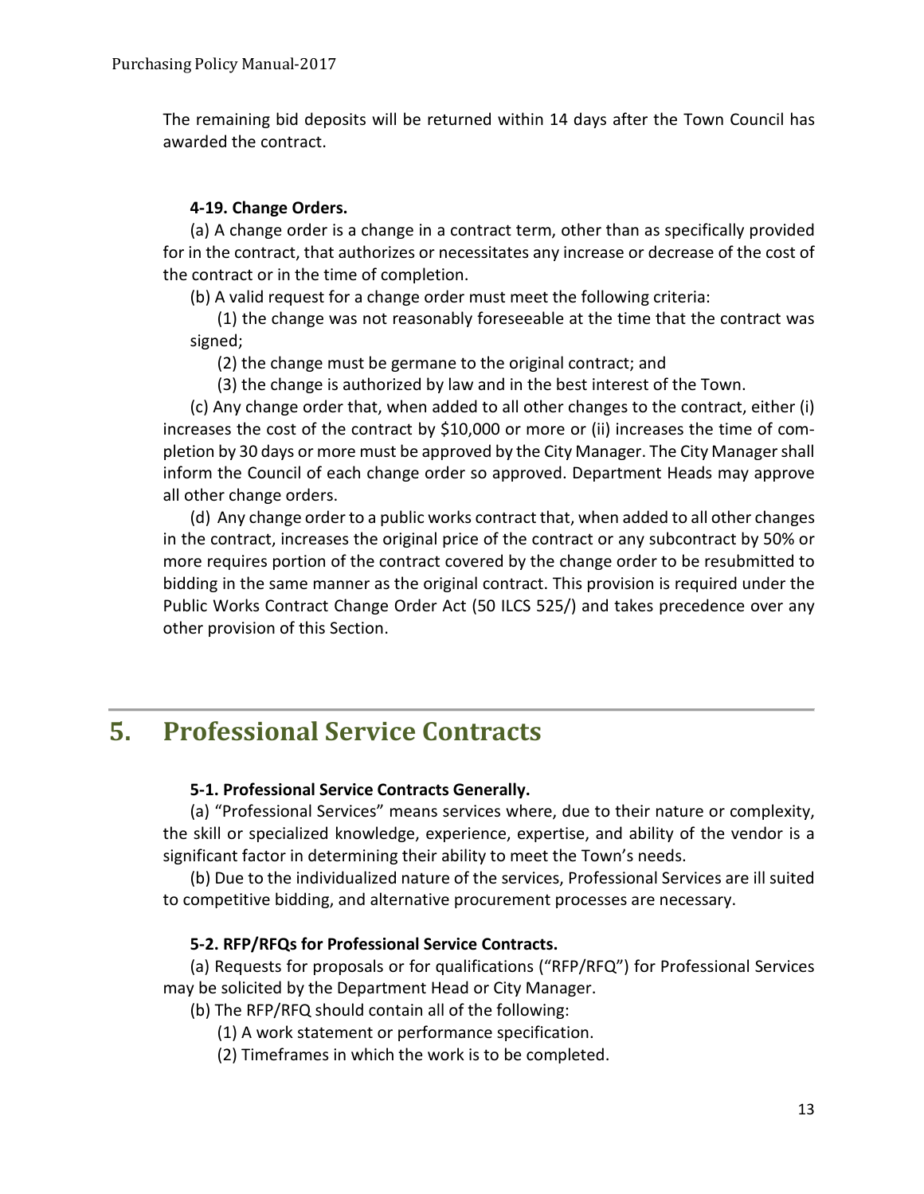The remaining bid deposits will be returned within 14 days after the Town Council has awarded the contract.

**4-19. Change Orders.**

(a) A change order is a change in a contract term, other than as specifically provided for in the contract, that authorizes or necessitates any increase or decrease of the cost of the contract or in the time of completion.

(b) A valid request for a change order must meet the following criteria:

(1) the change was not reasonably foreseeable at the time that the contract was signed;

(2) the change must be germane to the original contract; and

(3) the change is authorized by law and in the best interest of the Town.

(c) Any change order that, when added to all other changes to the contract, either (i) increases the cost of the contract by $10,000 or more or (ii) increases the time of completion by 30 days or more must be approved by the City Manager. The City Manager shall inform the Council of each change order so approved. Department Heads may approve all other change orders.

(d) Any change order to a public works contract that, when added to all other changes in the contract, increases the original price of the contract or any subcontract by 50% or more requires portion of the contract covered by the change order to be resubmitted to bidding in the same manner as the original contract. This provision is required under the Public Works Contract Change Order Act (50 ILCS 525/) and takes precedence over any other provision of this Section.

# 5. Professional Service Contracts

**5-1. Professional Service Contracts Generally.**

(a) "Professional Services" means services where, due to their nature or complexity, the skill or specialized knowledge, experience, expertise, and ability of the vendor is a significant factor in determining their ability to meet the Town's needs.

(b) Due to the individualized nature of the services, Professional Services are ill suited to competitive bidding, and alternative procurement processes are necessary.

**5-2. RFP/RFQs for Professional Service Contracts.**

(a) Requests for proposals or for qualifications ("RFP/RFQ") for Professional Services may be solicited by the Department Head or City Manager.

(b) The RFP/RFQ should contain all of the following:

(1) A work statement or performance specification.

(2) Timeframes in which the work is to be completed.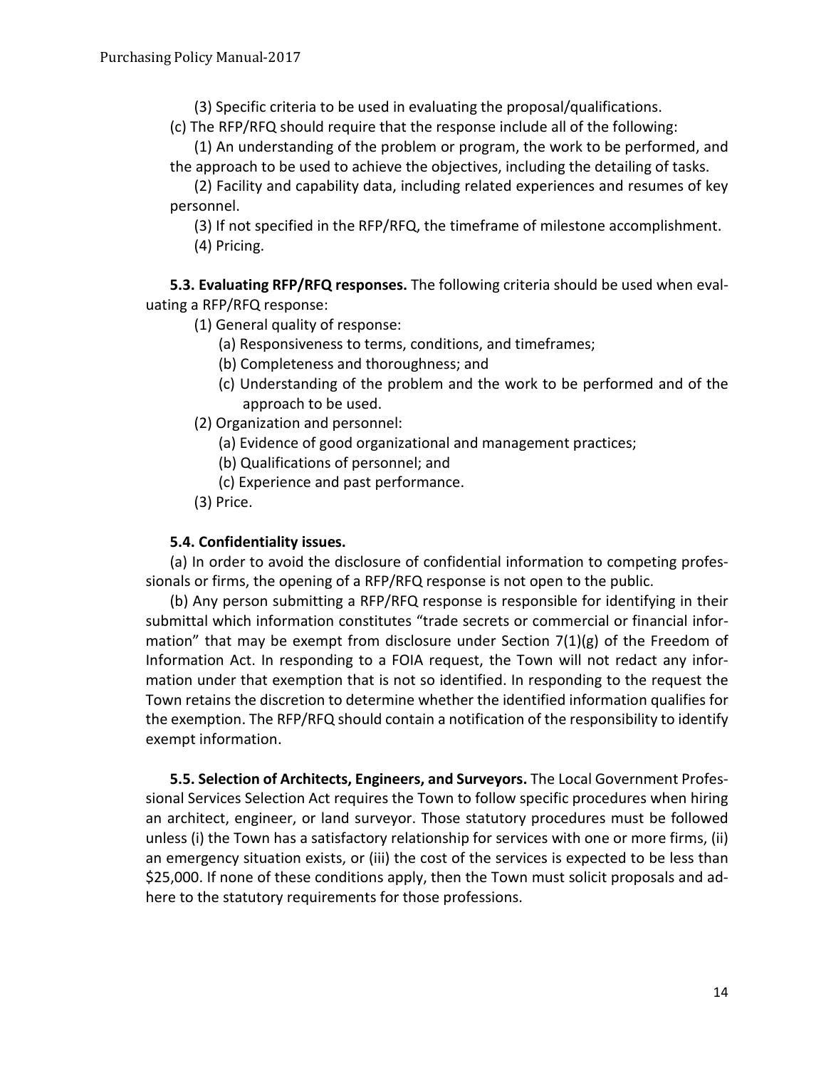(3) Specific criteria to be used in evaluating the proposal/qualifications.

(c) The RFP/RFQ should require that the response include all of the following:

(1) An understanding of the problem or program, the work to be performed, and the approach to be used to achieve the objectives, including the detailing of tasks.

(2) Facility and capability data, including related experiences and resumes of key personnel.

(3) If not specified in the RFP/RFQ, the timeframe of milestone accomplishment.

(4) Pricing.

**5.3. Evaluating RFP/RFQ responses.** The following criteria should be used when evaluating a RFP/RFQ response:

(1) General quality of response:

(a) Responsiveness to terms, conditions, and timeframes;

(b) Completeness and thoroughness; and

(c) Understanding of the problem and the work to be performed and of the approach to be used.

(2) Organization and personnel:

(a) Evidence of good organizational and management practices;

(b) Qualifications of personnel; and

(c) Experience and past performance.

(3) Price.

**5.4. Confidentiality issues.**

(a) In order to avoid the disclosure of confidential information to competing professionals or firms, the opening of a RFP/RFQ response is not open to the public.

(b) Any person submitting a RFP/RFQ response is responsible for identifying in their submittal which information constitutes "trade secrets or commercial or financial information" that may be exempt from disclosure under Section 7(1)(g) of the Freedom of Information Act. In responding to a FOIA request, the Town will not redact any information under that exemption that is not so identified. In responding to the request the Town retains the discretion to determine whether the identified information qualifies for the exemption. The RFP/RFQ should contain a notification of the responsibility to identify exempt information.

**5.5. Selection of Architects, Engineers, and Surveyors.** The Local Government Professional Services Selection Act requires the Town to follow specific procedures when hiring an architect, engineer, or land surveyor. Those statutory procedures must be followed unless (i) the Town has a satisfactory relationship for services with one or more firms, (ii) an emergency situation exists, or (iii) the cost of the services is expected to be less than $25,000. If none of these conditions apply, then the Town must solicit proposals and adhere to the statutory requirements for those professions.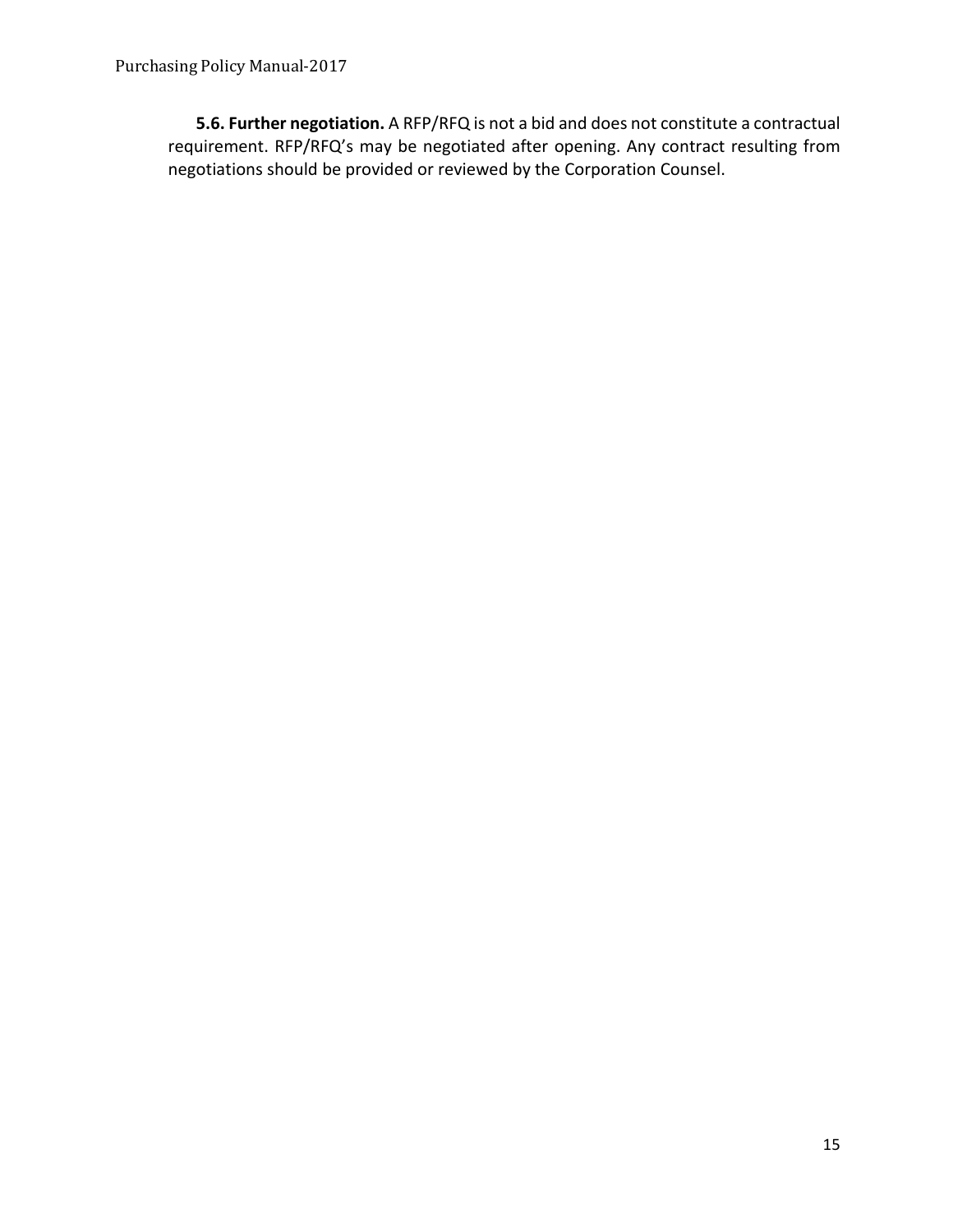**5.6. Further negotiation.** A RFP/RFQ is not a bid and does not constitute a contractual requirement. RFP/RFQ's may be negotiated after opening. Any contract resulting from negotiations should be provided or reviewed by the Corporation Counsel.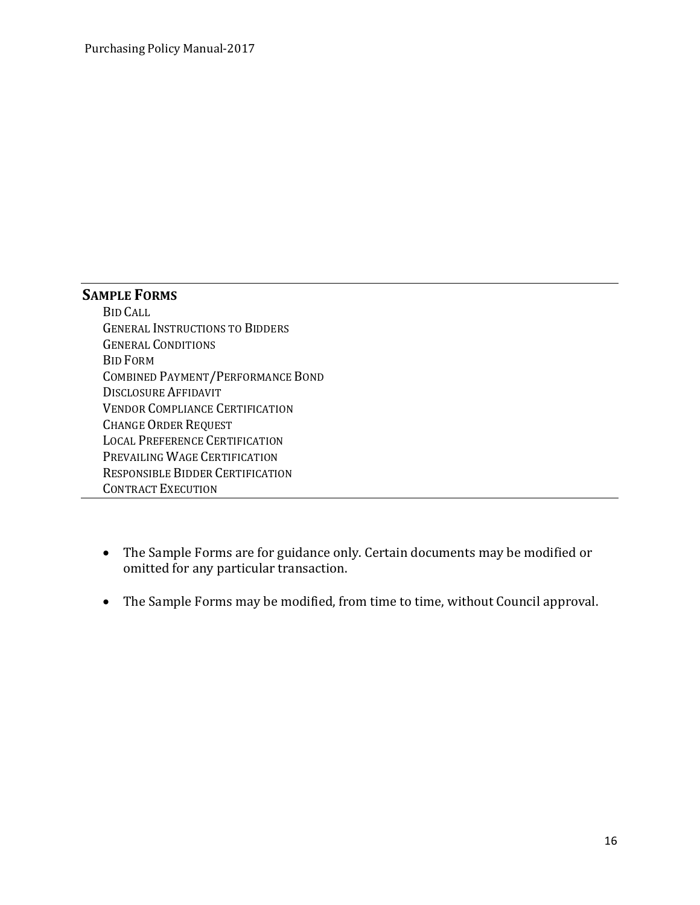## SAMPLE FORMS

BID CALL
GENERAL INSTRUCTIONS TO BIDDERS
GENERAL CONDITIONS
BID FORM
COMBINED PAYMENT/PERFORMANCE BOND
DISCLOSURE AFFIDAVIT
VENDOR COMPLIANCE CERTIFICATION
CHANGE ORDER REQUEST
LOCAL PREFERENCE CERTIFICATION
PREVAILING WAGE CERTIFICATION
RESPONSIBLE BIDDER CERTIFICATION
CONTRACT EXECUTION

- The Sample Forms are for guidance only. Certain documents may be modified or omitted for any particular transaction.
- The Sample Forms may be modified, from time to time, without Council approval.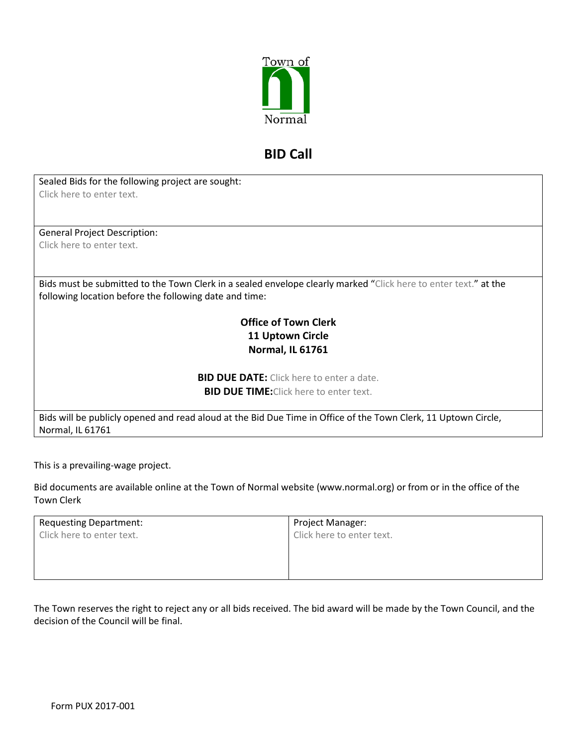Town of Normal

# BID Call

Sealed Bids for the following project are sought:
Click here to enter text.

General Project Description:
Click here to enter text.

Bids must be submitted to the Town Clerk in a sealed envelope clearly marked "Click here to enter text." at the following location before the following date and time:

**Office of Town Clerk**
**11 Uptown Circle**
**Normal, IL 61761**

**BID DUE DATE:** Click here to enter a date.
**BID DUE TIME:** Click here to enter text.

Bids will be publicly opened and read aloud at the Bid Due Time in Office of the Town Clerk, 11 Uptown Circle, Normal, IL 61761

This is a prevailing-wage project.

Bid documents are available online at the Town of Normal website (www.normal.org) or from or in the office of the Town Clerk

| Requesting Department: | Project Manager: |
| --- | --- |
| Click here to enter text. | Click here to enter text. |

The Town reserves the right to reject any or all bids received. The bid award will be made by the Town Council, and the decision of the Council will be final.

Form PUX 2017-001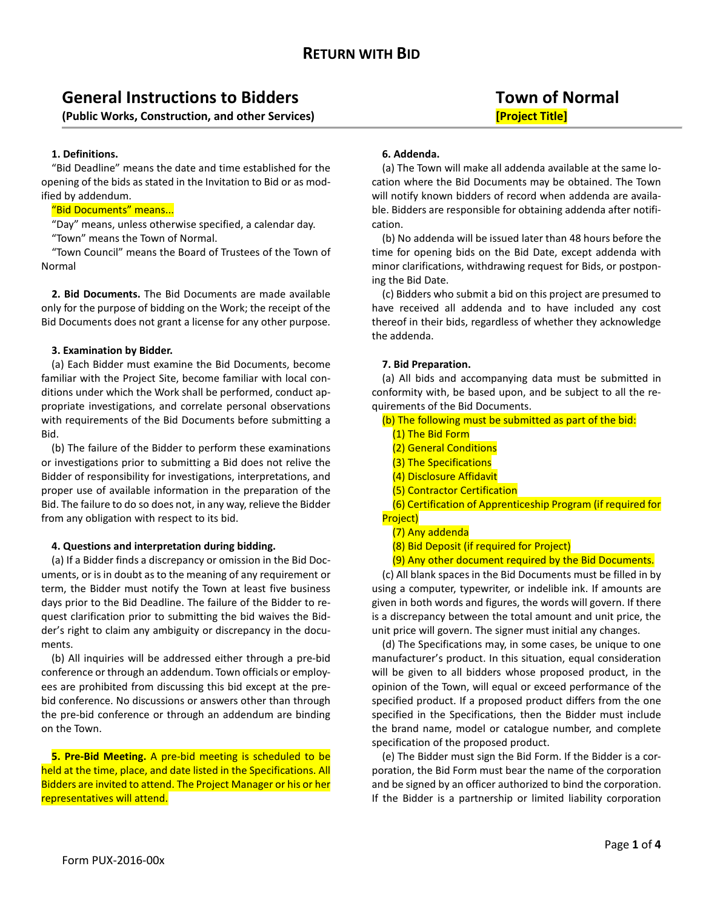# Return with Bid

## General Instructions to Bidders

**(Public Works, Construction, and other Services)**

## Town of Normal

**[Project Title]**

**1. Definitions.**

"Bid Deadline" means the date and time established for the opening of the bids as stated in the Invitation to Bid or as modified by addendum.

"Bid Documents" means...

"Day" means, unless otherwise specified, a calendar day.

"Town" means the Town of Normal.

"Town Council" means the Board of Trustees of the Town of Normal

**2. Bid Documents.** The Bid Documents are made available only for the purpose of bidding on the Work; the receipt of the Bid Documents does not grant a license for any other purpose.

**3. Examination by Bidder.**

(a) Each Bidder must examine the Bid Documents, become familiar with the Project Site, become familiar with local conditions under which the Work shall be performed, conduct appropriate investigations, and correlate personal observations with requirements of the Bid Documents before submitting a Bid.

(b) The failure of the Bidder to perform these examinations or investigations prior to submitting a Bid does not relive the Bidder of responsibility for investigations, interpretations, and proper use of available information in the preparation of the Bid. The failure to do so does not, in any way, relieve the Bidder from any obligation with respect to its bid.

**4. Questions and interpretation during bidding.**

(a) If a Bidder finds a discrepancy or omission in the Bid Documents, or is in doubt as to the meaning of any requirement or term, the Bidder must notify the Town at least five business days prior to the Bid Deadline. The failure of the Bidder to request clarification prior to submitting the bid waives the Bidder's right to claim any ambiguity or discrepancy in the documents.

(b) All inquiries will be addressed either through a pre-bid conference or through an addendum. Town officials or employees are prohibited from discussing this bid except at the pre-bid conference. No discussions or answers other than through the pre-bid conference or through an addendum are binding on the Town.

**5. Pre-Bid Meeting.** A pre-bid meeting is scheduled to be held at the time, place, and date listed in the Specifications. All Bidders are invited to attend. The Project Manager or his or her representatives will attend.

**6. Addenda.**

(a) The Town will make all addenda available at the same location where the Bid Documents may be obtained. The Town will notify known bidders of record when addenda are available. Bidders are responsible for obtaining addenda after notification.

(b) No addenda will be issued later than 48 hours before the time for opening bids on the Bid Date, except addenda with minor clarifications, withdrawing request for Bids, or postponing the Bid Date.

(c) Bidders who submit a bid on this project are presumed to have received all addenda and to have included any cost thereof in their bids, regardless of whether they acknowledge the addenda.

**7. Bid Preparation.**

(a) All bids and accompanying data must be submitted in conformity with, be based upon, and be subject to all the requirements of the Bid Documents.

(b) The following must be submitted as part of the bid:

(1) The Bid Form

(2) General Conditions

(3) The Specifications

(4) Disclosure Affidavit

(5) Contractor Certification

(6) Certification of Apprenticeship Program (if required for Project)

(7) Any addenda

(8) Bid Deposit (if required for Project)

(9) Any other document required by the Bid Documents.

(c) All blank spaces in the Bid Documents must be filled in by using a computer, typewriter, or indelible ink. If amounts are given in both words and figures, the words will govern. If there is a discrepancy between the total amount and unit price, the unit price will govern. The signer must initial any changes.

(d) The Specifications may, in some cases, be unique to one manufacturer's product. In this situation, equal consideration will be given to all bidders whose proposed product, in the opinion of the Town, will equal or exceed performance of the specified product. If a proposed product differs from the one specified in the Specifications, then the Bidder must include the brand name, model or catalogue number, and complete specification of the proposed product.

(e) The Bidder must sign the Bid Form. If the Bidder is a corporation, the Bid Form must bear the name of the corporation and be signed by an officer authorized to bind the corporation. If the Bidder is a partnership or limited liability corporation

Form PUX-2016-00x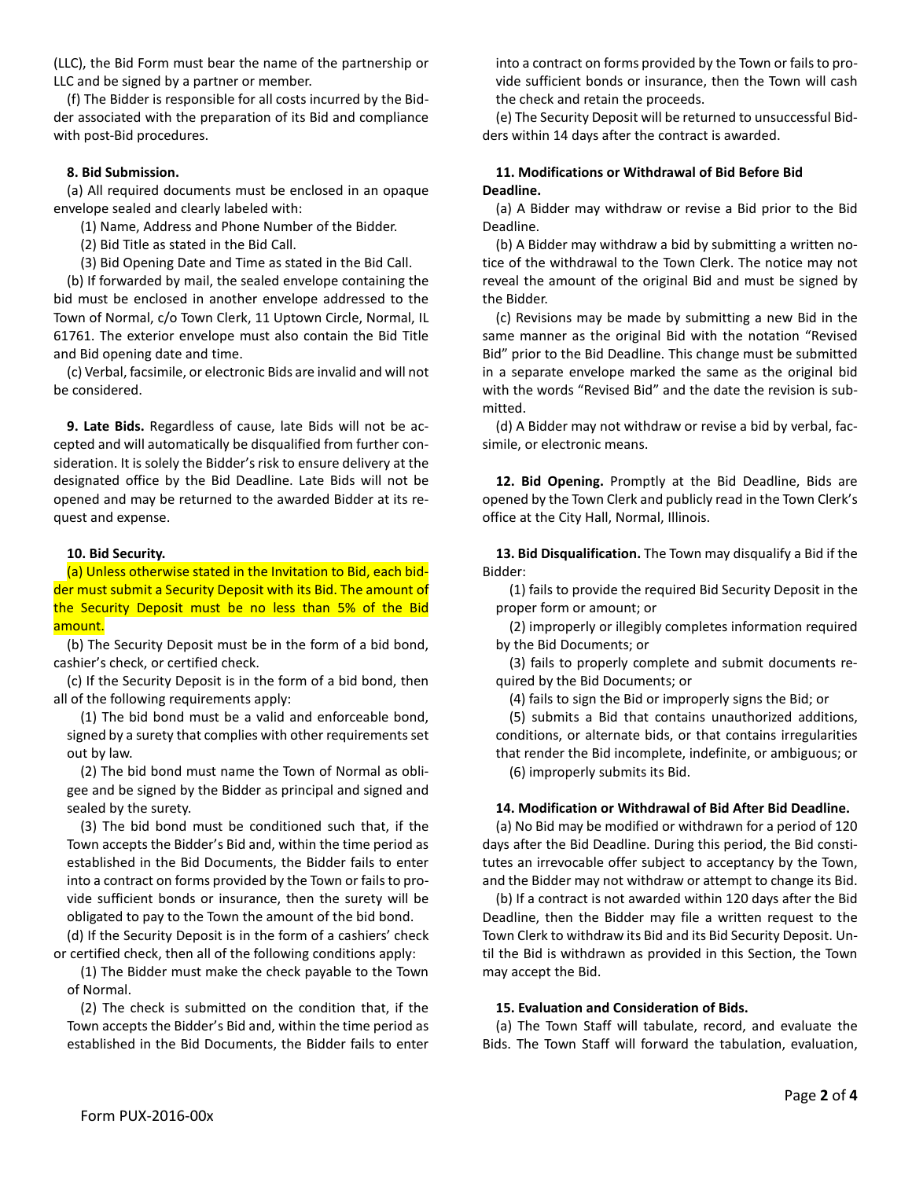(LLC), the Bid Form must bear the name of the partnership or LLC and be signed by a partner or member.

(f) The Bidder is responsible for all costs incurred by the Bidder associated with the preparation of its Bid and compliance with post-Bid procedures.

**8. Bid Submission.**

(a) All required documents must be enclosed in an opaque envelope sealed and clearly labeled with:

(1) Name, Address and Phone Number of the Bidder.

(2) Bid Title as stated in the Bid Call.

(3) Bid Opening Date and Time as stated in the Bid Call.

(b) If forwarded by mail, the sealed envelope containing the bid must be enclosed in another envelope addressed to the Town of Normal, c/o Town Clerk, 11 Uptown Circle, Normal, IL 61761. The exterior envelope must also contain the Bid Title and Bid opening date and time.

(c) Verbal, facsimile, or electronic Bids are invalid and will not be considered.

**9. Late Bids.** Regardless of cause, late Bids will not be accepted and will automatically be disqualified from further consideration. It is solely the Bidder's risk to ensure delivery at the designated office by the Bid Deadline. Late Bids will not be opened and may be returned to the awarded Bidder at its request and expense.

**10. Bid Security.**

(a) Unless otherwise stated in the Invitation to Bid, each bidder must submit a Security Deposit with its Bid. The amount of the Security Deposit must be no less than 5% of the Bid amount.

(b) The Security Deposit must be in the form of a bid bond, cashier's check, or certified check.

(c) If the Security Deposit is in the form of a bid bond, then all of the following requirements apply:

(1) The bid bond must be a valid and enforceable bond, signed by a surety that complies with other requirements set out by law.

(2) The bid bond must name the Town of Normal as obligee and be signed by the Bidder as principal and signed and sealed by the surety.

(3) The bid bond must be conditioned such that, if the Town accepts the Bidder's Bid and, within the time period as established in the Bid Documents, the Bidder fails to enter into a contract on forms provided by the Town or fails to provide sufficient bonds or insurance, then the surety will be obligated to pay to the Town the amount of the bid bond.

(d) If the Security Deposit is in the form of a cashiers' check or certified check, then all of the following conditions apply:

(1) The Bidder must make the check payable to the Town of Normal.

(2) The check is submitted on the condition that, if the Town accepts the Bidder's Bid and, within the time period as established in the Bid Documents, the Bidder fails to enter into a contract on forms provided by the Town or fails to provide sufficient bonds or insurance, then the Town will cash the check and retain the proceeds.

(e) The Security Deposit will be returned to unsuccessful Bidders within 14 days after the contract is awarded.

**11. Modifications or Withdrawal of Bid Before Bid Deadline.**

(a) A Bidder may withdraw or revise a Bid prior to the Bid Deadline.

(b) A Bidder may withdraw a bid by submitting a written notice of the withdrawal to the Town Clerk. The notice may not reveal the amount of the original Bid and must be signed by the Bidder.

(c) Revisions may be made by submitting a new Bid in the same manner as the original Bid with the notation "Revised Bid" prior to the Bid Deadline. This change must be submitted in a separate envelope marked the same as the original bid with the words "Revised Bid" and the date the revision is submitted.

(d) A Bidder may not withdraw or revise a bid by verbal, facsimile, or electronic means.

**12. Bid Opening.** Promptly at the Bid Deadline, Bids are opened by the Town Clerk and publicly read in the Town Clerk's office at the City Hall, Normal, Illinois.

**13. Bid Disqualification.** The Town may disqualify a Bid if the Bidder:

(1) fails to provide the required Bid Security Deposit in the proper form or amount; or

(2) improperly or illegibly completes information required by the Bid Documents; or

(3) fails to properly complete and submit documents required by the Bid Documents; or

(4) fails to sign the Bid or improperly signs the Bid; or

(5) submits a Bid that contains unauthorized additions, conditions, or alternate bids, or that contains irregularities that render the Bid incomplete, indefinite, or ambiguous; or

(6) improperly submits its Bid.

**14. Modification or Withdrawal of Bid After Bid Deadline.**

(a) No Bid may be modified or withdrawn for a period of 120 days after the Bid Deadline. During this period, the Bid constitutes an irrevocable offer subject to acceptancy by the Town, and the Bidder may not withdraw or attempt to change its Bid.

(b) If a contract is not awarded within 120 days after the Bid Deadline, then the Bidder may file a written request to the Town Clerk to withdraw its Bid and its Bid Security Deposit. Until the Bid is withdrawn as provided in this Section, the Town may accept the Bid.

**15. Evaluation and Consideration of Bids.**

(a) The Town Staff will tabulate, record, and evaluate the Bids. The Town Staff will forward the tabulation, evaluation,

Form PUX-2016-00x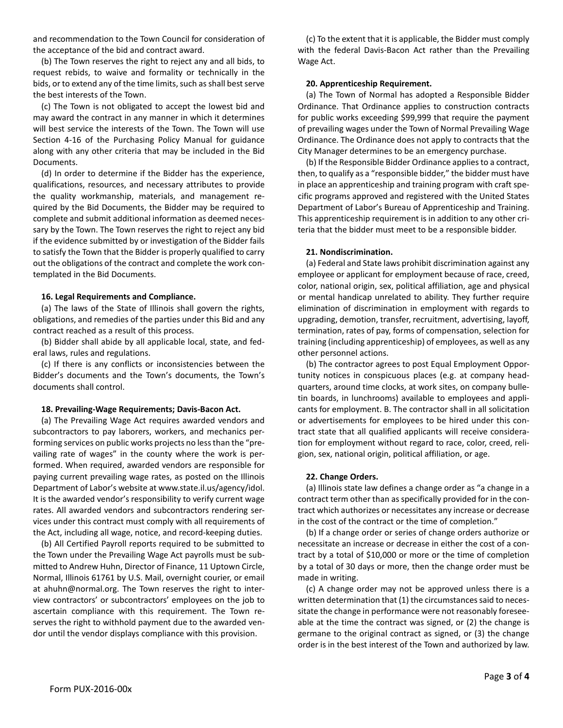and recommendation to the Town Council for consideration of the acceptance of the bid and contract award.

(b) The Town reserves the right to reject any and all bids, to request rebids, to waive and formality or technically in the bids, or to extend any of the time limits, such as shall best serve the best interests of the Town.

(c) The Town is not obligated to accept the lowest bid and may award the contract in any manner in which it determines will best service the interests of the Town. The Town will use Section 4-16 of the Purchasing Policy Manual for guidance along with any other criteria that may be included in the Bid Documents.

(d) In order to determine if the Bidder has the experience, qualifications, resources, and necessary attributes to provide the quality workmanship, materials, and management required by the Bid Documents, the Bidder may be required to complete and submit additional information as deemed necessary by the Town. The Town reserves the right to reject any bid if the evidence submitted by or investigation of the Bidder fails to satisfy the Town that the Bidder is properly qualified to carry out the obligations of the contract and complete the work contemplated in the Bid Documents.

**16. Legal Requirements and Compliance.**

(a) The laws of the State of Illinois shall govern the rights, obligations, and remedies of the parties under this Bid and any contract reached as a result of this process.

(b) Bidder shall abide by all applicable local, state, and federal laws, rules and regulations.

(c) If there is any conflicts or inconsistencies between the Bidder's documents and the Town's documents, the Town's documents shall control.

**18. Prevailing-Wage Requirements; Davis-Bacon Act.**

(a) The Prevailing Wage Act requires awarded vendors and subcontractors to pay laborers, workers, and mechanics performing services on public works projects no less than the "prevailing rate of wages" in the county where the work is performed. When required, awarded vendors are responsible for paying current prevailing wage rates, as posted on the Illinois Department of Labor's website at www.state.il.us/agency/idol. It is the awarded vendor's responsibility to verify current wage rates. All awarded vendors and subcontractors rendering services under this contract must comply with all requirements of the Act, including all wage, notice, and record-keeping duties.

(b) All Certified Payroll reports required to be submitted to the Town under the Prevailing Wage Act payrolls must be submitted to Andrew Huhn, Director of Finance, 11 Uptown Circle, Normal, Illinois 61761 by U.S. Mail, overnight courier, or email at ahuhn@normal.org. The Town reserves the right to interview contractors' or subcontractors' employees on the job to ascertain compliance with this requirement. The Town reserves the right to withhold payment due to the awarded vendor until the vendor displays compliance with this provision.

(c) To the extent that it is applicable, the Bidder must comply with the federal Davis-Bacon Act rather than the Prevailing Wage Act.

**20. Apprenticeship Requirement.**

(a) The Town of Normal has adopted a Responsible Bidder Ordinance. That Ordinance applies to construction contracts for public works exceeding $99,999 that require the payment of prevailing wages under the Town of Normal Prevailing Wage Ordinance. The Ordinance does not apply to contracts that the City Manager determines to be an emergency purchase.

(b) If the Responsible Bidder Ordinance applies to a contract, then, to qualify as a "responsible bidder," the bidder must have in place an apprenticeship and training program with craft specific programs approved and registered with the United States Department of Labor's Bureau of Apprenticeship and Training. This apprenticeship requirement is in addition to any other criteria that the bidder must meet to be a responsible bidder.

**21. Nondiscrimination.**

(a) Federal and State laws prohibit discrimination against any employee or applicant for employment because of race, creed, color, national origin, sex, political affiliation, age and physical or mental handicap unrelated to ability. They further require elimination of discrimination in employment with regards to upgrading, demotion, transfer, recruitment, advertising, layoff, termination, rates of pay, forms of compensation, selection for training (including apprenticeship) of employees, as well as any other personnel actions.

(b) The contractor agrees to post Equal Employment Opportunity notices in conspicuous places (e.g. at company headquarters, around time clocks, at work sites, on company bulletin boards, in lunchrooms) available to employees and applicants for employment. B. The contractor shall in all solicitation or advertisements for employees to be hired under this contract state that all qualified applicants will receive consideration for employment without regard to race, color, creed, religion, sex, national origin, political affiliation, or age.

**22. Change Orders.**

(a) Illinois state law defines a change order as "a change in a contract term other than as specifically provided for in the contract which authorizes or necessitates any increase or decrease in the cost of the contract or the time of completion."

(b) If a change order or series of change orders authorize or necessitate an increase or decrease in either the cost of a contract by a total of $10,000 or more or the time of completion by a total of 30 days or more, then the change order must be made in writing.

(c) A change order may not be approved unless there is a written determination that (1) the circumstances said to necessitate the change in performance were not reasonably foreseeable at the time the contract was signed, or (2) the change is germane to the original contract as signed, or (3) the change order is in the best interest of the Town and authorized by law.

Form PUX-2016-00x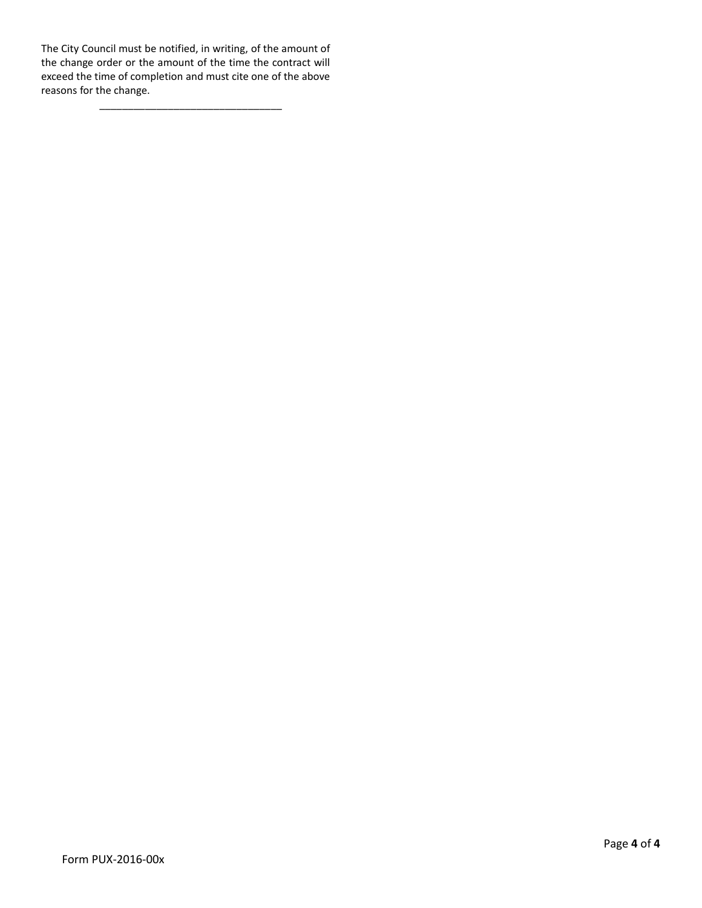The City Council must be notified, in writing, of the amount of the change order or the amount of the time the contract will exceed the time of completion and must cite one of the above reasons for the change.

\_\_\_\_\_\_\_\_\_\_\_\_\_\_\_\_\_\_\_\_\_\_\_\_\_\_\_\_\_\_\_\_

Form PUX-2016-00x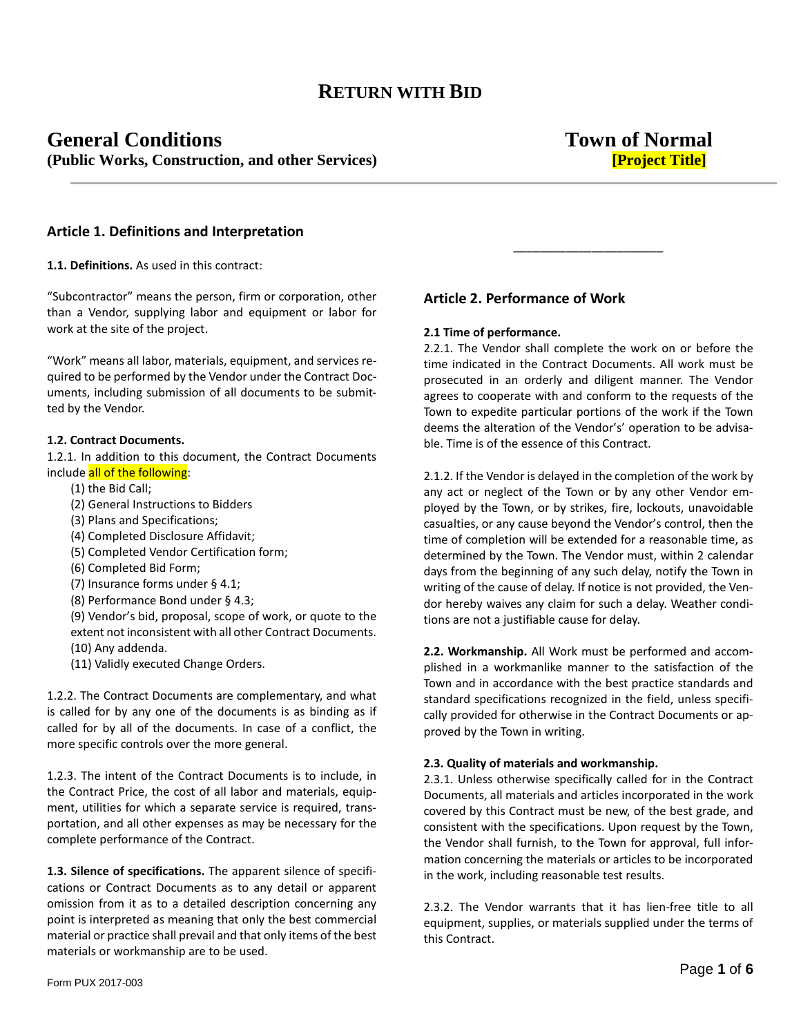# RETURN WITH BID

## General Conditions (Public Works, Construction, and other Services)

## Town of Normal [Project Title]

### Article 1. Definitions and Interpretation

**1.1. Definitions.** As used in this contract:

"Subcontractor" means the person, firm or corporation, other than a Vendor, supplying labor and equipment or labor for work at the site of the project.

"Work" means all labor, materials, equipment, and services required to be performed by the Vendor under the Contract Documents, including submission of all documents to be submitted by the Vendor.

**1.2. Contract Documents.**
1.2.1. In addition to this document, the Contract Documents include all of the following:

(1) the Bid Call;
(2) General Instructions to Bidders
(3) Plans and Specifications;
(4) Completed Disclosure Affidavit;
(5) Completed Vendor Certification form;
(6) Completed Bid Form;
(7) Insurance forms under § 4.1;
(8) Performance Bond under § 4.3;
(9) Vendor's bid, proposal, scope of work, or quote to the extent not inconsistent with all other Contract Documents.
(10) Any addenda.
(11) Validly executed Change Orders.

1.2.2. The Contract Documents are complementary, and what is called for by any one of the documents is as binding as if called for by all of the documents. In case of a conflict, the more specific controls over the more general.

1.2.3. The intent of the Contract Documents is to include, in the Contract Price, the cost of all labor and materials, equipment, utilities for which a separate service is required, transportation, and all other expenses as may be necessary for the complete performance of the Contract.

**1.3. Silence of specifications.** The apparent silence of specifications or Contract Documents as to any detail or apparent omission from it as to a detailed description concerning any point is interpreted as meaning that only the best commercial material or practice shall prevail and that only items of the best materials or workmanship are to be used.

\_\_\_\_\_\_\_\_\_\_\_\_\_\_\_\_\_\_\_\_\_\_

### Article 2. Performance of Work

**2.1 Time of performance.**
2.2.1. The Vendor shall complete the work on or before the time indicated in the Contract Documents. All work must be prosecuted in an orderly and diligent manner. The Vendor agrees to cooperate with and conform to the requests of the Town to expedite particular portions of the work if the Town deems the alteration of the Vendor's' operation to be advisable. Time is of the essence of this Contract.

2.1.2. If the Vendor is delayed in the completion of the work by any act or neglect of the Town or by any other Vendor employed by the Town, or by strikes, fire, lockouts, unavoidable casualties, or any cause beyond the Vendor's control, then the time of completion will be extended for a reasonable time, as determined by the Town. The Vendor must, within 2 calendar days from the beginning of any such delay, notify the Town in writing of the cause of delay. If notice is not provided, the Vendor hereby waives any claim for such a delay. Weather conditions are not a justifiable cause for delay.

**2.2. Workmanship.** All Work must be performed and accomplished in a workmanlike manner to the satisfaction of the Town and in accordance with the best practice standards and standard specifications recognized in the field, unless specifically provided for otherwise in the Contract Documents or approved by the Town in writing.

**2.3. Quality of materials and workmanship.**
2.3.1. Unless otherwise specifically called for in the Contract Documents, all materials and articles incorporated in the work covered by this Contract must be new, of the best grade, and consistent with the specifications. Upon request by the Town, the Vendor shall furnish, to the Town for approval, full information concerning the materials or articles to be incorporated in the work, including reasonable test results.

2.3.2. The Vendor warrants that it has lien-free title to all equipment, supplies, or materials supplied under the terms of this Contract.

Form PUX 2017-003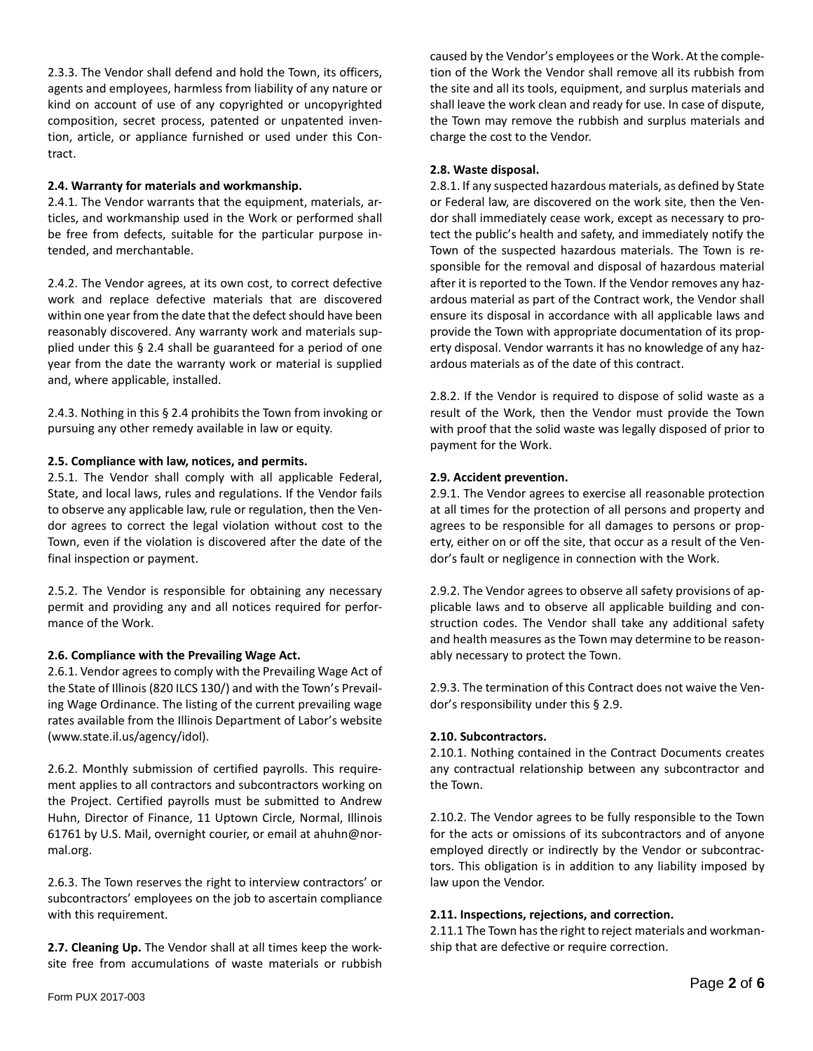2.3.3. The Vendor shall defend and hold the Town, its officers, agents and employees, harmless from liability of any nature or kind on account of use of any copyrighted or uncopyrighted composition, secret process, patented or unpatented invention, article, or appliance furnished or used under this Contract.

**2.4. Warranty for materials and workmanship.**

2.4.1. The Vendor warrants that the equipment, materials, articles, and workmanship used in the Work or performed shall be free from defects, suitable for the particular purpose intended, and merchantable.

2.4.2. The Vendor agrees, at its own cost, to correct defective work and replace defective materials that are discovered within one year from the date that the defect should have been reasonably discovered. Any warranty work and materials supplied under this § 2.4 shall be guaranteed for a period of one year from the date the warranty work or material is supplied and, where applicable, installed.

2.4.3. Nothing in this § 2.4 prohibits the Town from invoking or pursuing any other remedy available in law or equity.

**2.5. Compliance with law, notices, and permits.**

2.5.1. The Vendor shall comply with all applicable Federal, State, and local laws, rules and regulations. If the Vendor fails to observe any applicable law, rule or regulation, then the Vendor agrees to correct the legal violation without cost to the Town, even if the violation is discovered after the date of the final inspection or payment.

2.5.2. The Vendor is responsible for obtaining any necessary permit and providing any and all notices required for performance of the Work.

**2.6. Compliance with the Prevailing Wage Act.**

2.6.1. Vendor agrees to comply with the Prevailing Wage Act of the State of Illinois (820 ILCS 130/) and with the Town's Prevailing Wage Ordinance. The listing of the current prevailing wage rates available from the Illinois Department of Labor's website (www.state.il.us/agency/idol).

2.6.2. Monthly submission of certified payrolls. This requirement applies to all contractors and subcontractors working on the Project. Certified payrolls must be submitted to Andrew Huhn, Director of Finance, 11 Uptown Circle, Normal, Illinois 61761 by U.S. Mail, overnight courier, or email at ahuhn@normal.org.

2.6.3. The Town reserves the right to interview contractors' or subcontractors' employees on the job to ascertain compliance with this requirement.

**2.7. Cleaning Up.** The Vendor shall at all times keep the worksite free from accumulations of waste materials or rubbish caused by the Vendor's employees or the Work. At the completion of the Work the Vendor shall remove all its rubbish from the site and all its tools, equipment, and surplus materials and shall leave the work clean and ready for use. In case of dispute, the Town may remove the rubbish and surplus materials and charge the cost to the Vendor.

**2.8. Waste disposal.**

2.8.1. If any suspected hazardous materials, as defined by State or Federal law, are discovered on the work site, then the Vendor shall immediately cease work, except as necessary to protect the public's health and safety, and immediately notify the Town of the suspected hazardous materials. The Town is responsible for the removal and disposal of hazardous material after it is reported to the Town. If the Vendor removes any hazardous material as part of the Contract work, the Vendor shall ensure its disposal in accordance with all applicable laws and provide the Town with appropriate documentation of its property disposal. Vendor warrants it has no knowledge of any hazardous materials as of the date of this contract.

2.8.2. If the Vendor is required to dispose of solid waste as a result of the Work, then the Vendor must provide the Town with proof that the solid waste was legally disposed of prior to payment for the Work.

**2.9. Accident prevention.**

2.9.1. The Vendor agrees to exercise all reasonable protection at all times for the protection of all persons and property and agrees to be responsible for all damages to persons or property, either on or off the site, that occur as a result of the Vendor's fault or negligence in connection with the Work.

2.9.2. The Vendor agrees to observe all safety provisions of applicable laws and to observe all applicable building and construction codes. The Vendor shall take any additional safety and health measures as the Town may determine to be reasonably necessary to protect the Town.

2.9.3. The termination of this Contract does not waive the Vendor's responsibility under this § 2.9.

**2.10. Subcontractors.**

2.10.1. Nothing contained in the Contract Documents creates any contractual relationship between any subcontractor and the Town.

2.10.2. The Vendor agrees to be fully responsible to the Town for the acts or omissions of its subcontractors and of anyone employed directly or indirectly by the Vendor or subcontractors. This obligation is in addition to any liability imposed by law upon the Vendor.

**2.11. Inspections, rejections, and correction.**

2.11.1 The Town has the right to reject materials and workmanship that are defective or require correction.

Form PUX 2017-003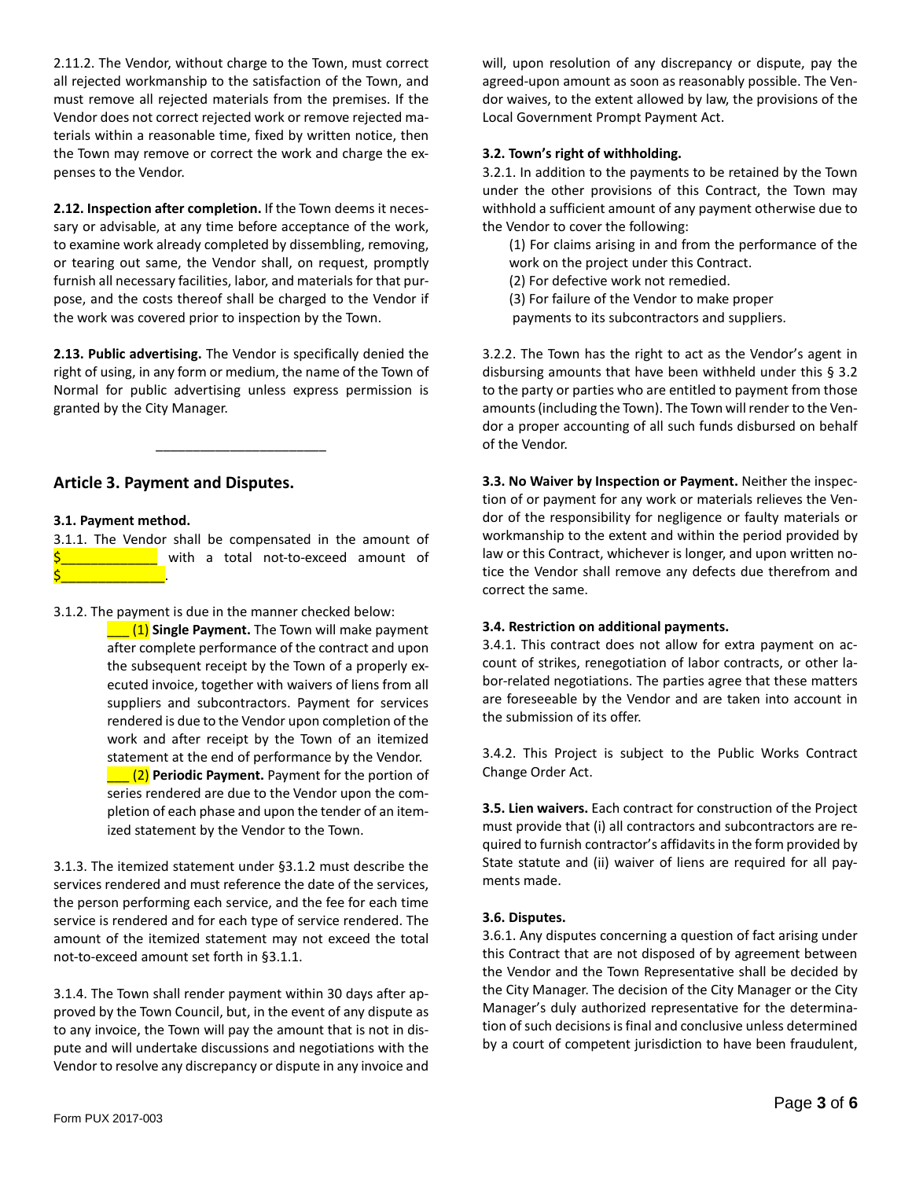2.11.2. The Vendor, without charge to the Town, must correct all rejected workmanship to the satisfaction of the Town, and must remove all rejected materials from the premises. If the Vendor does not correct rejected work or remove rejected materials within a reasonable time, fixed by written notice, then the Town may remove or correct the work and charge the expenses to the Vendor.

**2.12. Inspection after completion.** If the Town deems it necessary or advisable, at any time before acceptance of the work, to examine work already completed by dissembling, removing, or tearing out same, the Vendor shall, on request, promptly furnish all necessary facilities, labor, and materials for that purpose, and the costs thereof shall be charged to the Vendor if the work was covered prior to inspection by the Town.

**2.13. Public advertising.** The Vendor is specifically denied the right of using, in any form or medium, the name of the Town of Normal for public advertising unless express permission is granted by the City Manager.

---

## Article 3. Payment and Disputes.

**3.1. Payment method.**

3.1.1. The Vendor shall be compensated in the amount of $____________ with a total not-to-exceed amount of $_____________.

3.1.2. The payment is due in the manner checked below:

___ (1) **Single Payment.** The Town will make payment after complete performance of the contract and upon the subsequent receipt by the Town of a properly executed invoice, together with waivers of liens from all suppliers and subcontractors. Payment for services rendered is due to the Vendor upon completion of the work and after receipt by the Town of an itemized statement at the end of performance by the Vendor.

___ (2) **Periodic Payment.** Payment for the portion of series rendered are due to the Vendor upon the completion of each phase and upon the tender of an itemized statement by the Vendor to the Town.

3.1.3. The itemized statement under §3.1.2 must describe the services rendered and must reference the date of the services, the person performing each service, and the fee for each time service is rendered and for each type of service rendered. The amount of the itemized statement may not exceed the total not-to-exceed amount set forth in §3.1.1.

3.1.4. The Town shall render payment within 30 days after approved by the Town Council, but, in the event of any dispute as to any invoice, the Town will pay the amount that is not in dispute and will undertake discussions and negotiations with the Vendor to resolve any discrepancy or dispute in any invoice and will, upon resolution of any discrepancy or dispute, pay the agreed-upon amount as soon as reasonably possible. The Vendor waives, to the extent allowed by law, the provisions of the Local Government Prompt Payment Act.

**3.2. Town's right of withholding.**

3.2.1. In addition to the payments to be retained by the Town under the other provisions of this Contract, the Town may withhold a sufficient amount of any payment otherwise due to the Vendor to cover the following:

(1) For claims arising in and from the performance of the work on the project under this Contract.
(2) For defective work not remedied.
(3) For failure of the Vendor to make proper payments to its subcontractors and suppliers.

3.2.2. The Town has the right to act as the Vendor's agent in disbursing amounts that have been withheld under this § 3.2 to the party or parties who are entitled to payment from those amounts (including the Town). The Town will render to the Vendor a proper accounting of all such funds disbursed on behalf of the Vendor.

**3.3. No Waiver by Inspection or Payment.** Neither the inspection of or payment for any work or materials relieves the Vendor of the responsibility for negligence or faulty materials or workmanship to the extent and within the period provided by law or this Contract, whichever is longer, and upon written notice the Vendor shall remove any defects due therefrom and correct the same.

**3.4. Restriction on additional payments.**

3.4.1. This contract does not allow for extra payment on account of strikes, renegotiation of labor contracts, or other labor-related negotiations. The parties agree that these matters are foreseeable by the Vendor and are taken into account in the submission of its offer.

3.4.2. This Project is subject to the Public Works Contract Change Order Act.

**3.5. Lien waivers.** Each contract for construction of the Project must provide that (i) all contractors and subcontractors are required to furnish contractor's affidavits in the form provided by State statute and (ii) waiver of liens are required for all payments made.

**3.6. Disputes.**

3.6.1. Any disputes concerning a question of fact arising under this Contract that are not disposed of by agreement between the Vendor and the Town Representative shall be decided by the City Manager. The decision of the City Manager or the City Manager's duly authorized representative for the determination of such decisions is final and conclusive unless determined by a court of competent jurisdiction to have been fraudulent,

Form PUX 2017-003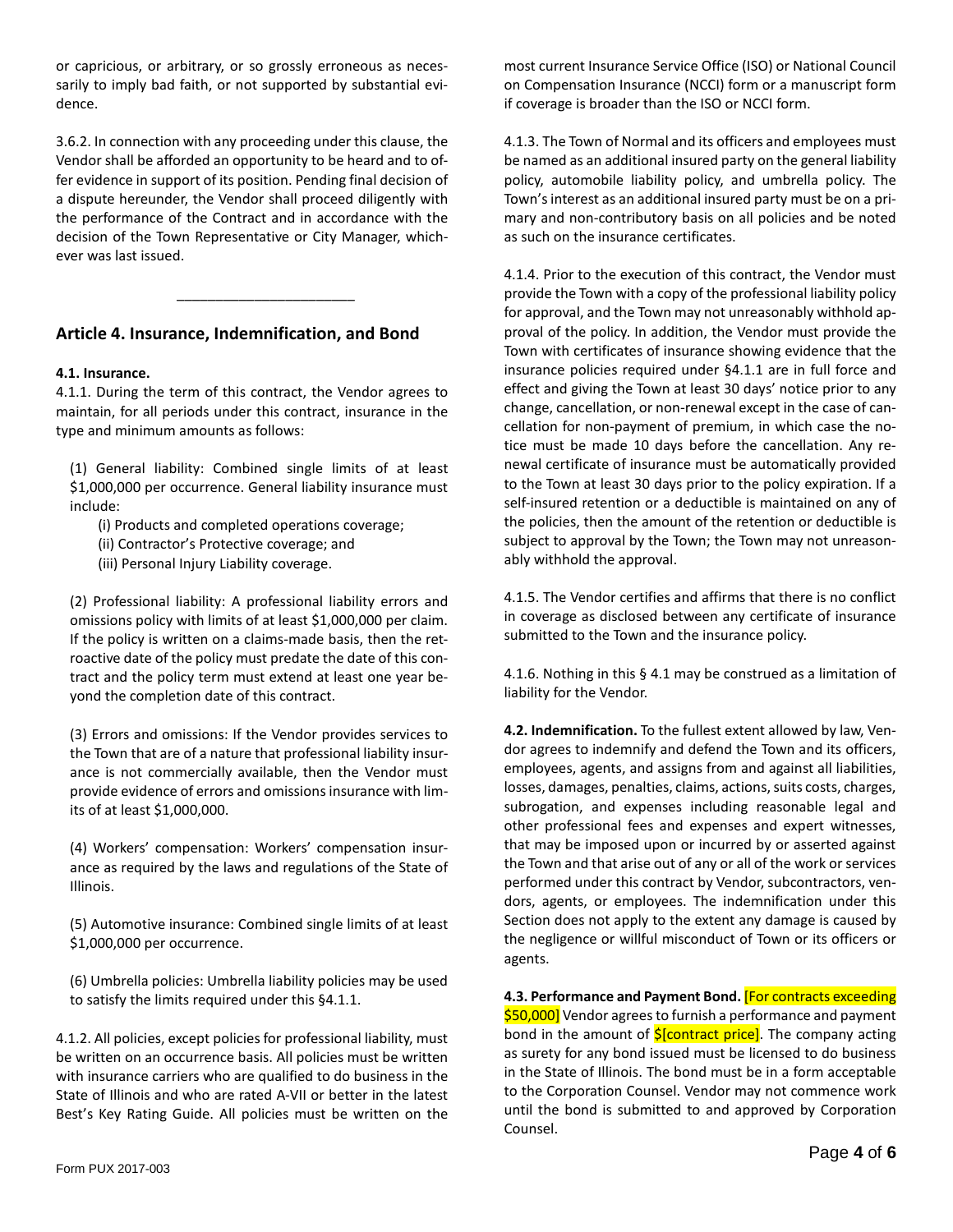or capricious, or arbitrary, or so grossly erroneous as necessarily to imply bad faith, or not supported by substantial evidence.

3.6.2. In connection with any proceeding under this clause, the Vendor shall be afforded an opportunity to be heard and to offer evidence in support of its position. Pending final decision of a dispute hereunder, the Vendor shall proceed diligently with the performance of the Contract and in accordance with the decision of the Town Representative or City Manager, whichever was last issued.

---

## Article 4. Insurance, Indemnification, and Bond

**4.1. Insurance.**
4.1.1. During the term of this contract, the Vendor agrees to maintain, for all periods under this contract, insurance in the type and minimum amounts as follows:

(1) General liability: Combined single limits of at least $1,000,000 per occurrence. General liability insurance must include:
- (i) Products and completed operations coverage;
- (ii) Contractor's Protective coverage; and
- (iii) Personal Injury Liability coverage.

(2) Professional liability: A professional liability errors and omissions policy with limits of at least $1,000,000 per claim. If the policy is written on a claims-made basis, then the retroactive date of the policy must predate the date of this contract and the policy term must extend at least one year beyond the completion date of this contract.

(3) Errors and omissions: If the Vendor provides services to the Town that are of a nature that professional liability insurance is not commercially available, then the Vendor must provide evidence of errors and omissions insurance with limits of at least $1,000,000.

(4) Workers' compensation: Workers' compensation insurance as required by the laws and regulations of the State of Illinois.

(5) Automotive insurance: Combined single limits of at least $1,000,000 per occurrence.

(6) Umbrella policies: Umbrella liability policies may be used to satisfy the limits required under this §4.1.1.

4.1.2. All policies, except policies for professional liability, must be written on an occurrence basis. All policies must be written with insurance carriers who are qualified to do business in the State of Illinois and who are rated A-VII or better in the latest Best's Key Rating Guide. All policies must be written on the most current Insurance Service Office (ISO) or National Council on Compensation Insurance (NCCI) form or a manuscript form if coverage is broader than the ISO or NCCI form.

4.1.3. The Town of Normal and its officers and employees must be named as an additional insured party on the general liability policy, automobile liability policy, and umbrella policy. The Town's interest as an additional insured party must be on a primary and non-contributory basis on all policies and be noted as such on the insurance certificates.

4.1.4. Prior to the execution of this contract, the Vendor must provide the Town with a copy of the professional liability policy for approval, and the Town may not unreasonably withhold approval of the policy. In addition, the Vendor must provide the Town with certificates of insurance showing evidence that the insurance policies required under §4.1.1 are in full force and effect and giving the Town at least 30 days' notice prior to any change, cancellation, or non-renewal except in the case of cancellation for non-payment of premium, in which case the notice must be made 10 days before the cancellation. Any renewal certificate of insurance must be automatically provided to the Town at least 30 days prior to the policy expiration. If a self-insured retention or a deductible is maintained on any of the policies, then the amount of the retention or deductible is subject to approval by the Town; the Town may not unreasonably withhold the approval.

4.1.5. The Vendor certifies and affirms that there is no conflict in coverage as disclosed between any certificate of insurance submitted to the Town and the insurance policy.

4.1.6. Nothing in this § 4.1 may be construed as a limitation of liability for the Vendor.

**4.2. Indemnification.** To the fullest extent allowed by law, Vendor agrees to indemnify and defend the Town and its officers, employees, agents, and assigns from and against all liabilities, losses, damages, penalties, claims, actions, suits costs, charges, subrogation, and expenses including reasonable legal and other professional fees and expenses and expert witnesses, that may be imposed upon or incurred by or asserted against the Town and that arise out of any or all of the work or services performed under this contract by Vendor, subcontractors, vendors, agents, or employees. The indemnification under this Section does not apply to the extent any damage is caused by the negligence or willful misconduct of Town or its officers or agents.

**4.3. Performance and Payment Bond.** [For contracts exceeding $50,000] Vendor agrees to furnish a performance and payment bond in the amount of $[contract price]. The company acting as surety for any bond issued must be licensed to do business in the State of Illinois. The bond must be in a form acceptable to the Corporation Counsel. Vendor may not commence work until the bond is submitted to and approved by Corporation Counsel.

Form PUX 2017-003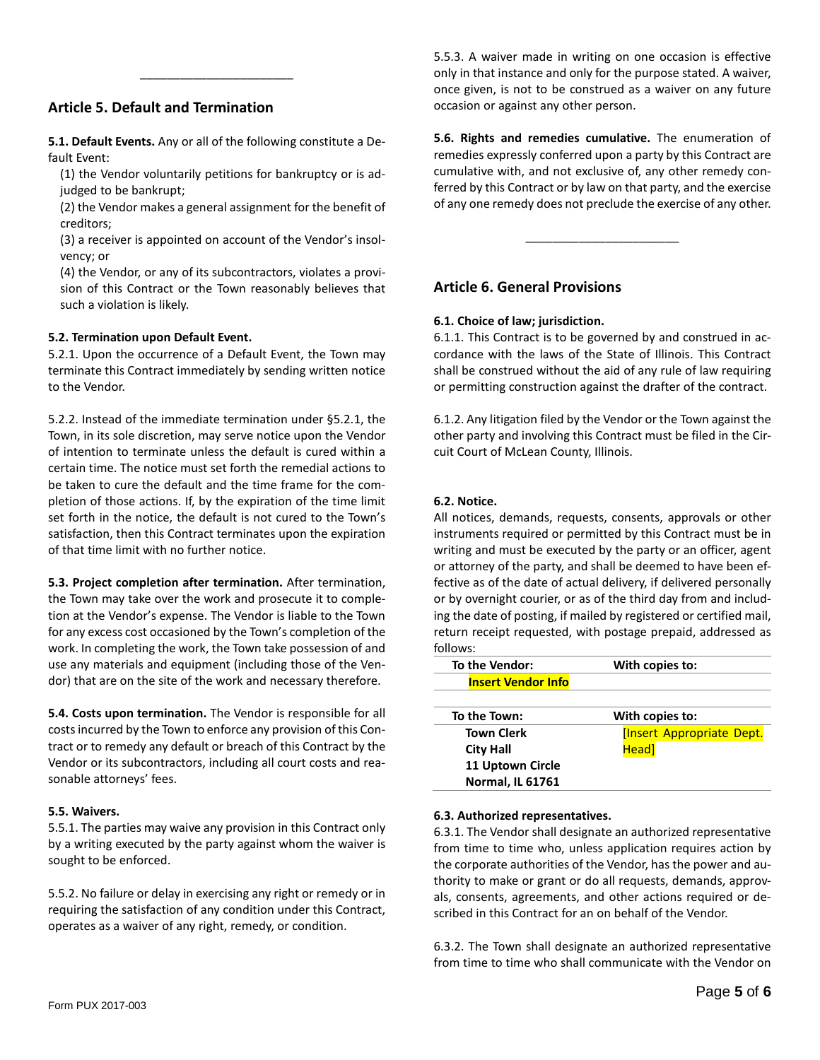---

## Article 5. Default and Termination

**5.1. Default Events.** Any or all of the following constitute a Default Event:

(1) the Vendor voluntarily petitions for bankruptcy or is adjudged to be bankrupt;

(2) the Vendor makes a general assignment for the benefit of creditors;

(3) a receiver is appointed on account of the Vendor's insolvency; or

(4) the Vendor, or any of its subcontractors, violates a provision of this Contract or the Town reasonably believes that such a violation is likely.

**5.2. Termination upon Default Event.**

5.2.1. Upon the occurrence of a Default Event, the Town may terminate this Contract immediately by sending written notice to the Vendor.

5.2.2. Instead of the immediate termination under §5.2.1, the Town, in its sole discretion, may serve notice upon the Vendor of intention to terminate unless the default is cured within a certain time. The notice must set forth the remedial actions to be taken to cure the default and the time frame for the completion of those actions. If, by the expiration of the time limit set forth in the notice, the default is not cured to the Town's satisfaction, then this Contract terminates upon the expiration of that time limit with no further notice.

**5.3. Project completion after termination.** After termination, the Town may take over the work and prosecute it to completion at the Vendor's expense. The Vendor is liable to the Town for any excess cost occasioned by the Town's completion of the work. In completing the work, the Town take possession of and use any materials and equipment (including those of the Vendor) that are on the site of the work and necessary therefore.

**5.4. Costs upon termination.** The Vendor is responsible for all costs incurred by the Town to enforce any provision of this Contract or to remedy any default or breach of this Contract by the Vendor or its subcontractors, including all court costs and reasonable attorneys' fees.

**5.5. Waivers.**

5.5.1. The parties may waive any provision in this Contract only by a writing executed by the party against whom the waiver is sought to be enforced.

5.5.2. No failure or delay in exercising any right or remedy or in requiring the satisfaction of any condition under this Contract, operates as a waiver of any right, remedy, or condition.

5.5.3. A waiver made in writing on one occasion is effective only in that instance and only for the purpose stated. A waiver, once given, is not to be construed as a waiver on any future occasion or against any other person.

**5.6. Rights and remedies cumulative.** The enumeration of remedies expressly conferred upon a party by this Contract are cumulative with, and not exclusive of, any other remedy conferred by this Contract or by law on that party, and the exercise of any one remedy does not preclude the exercise of any other.

---

## Article 6. General Provisions

**6.1. Choice of law; jurisdiction.**

6.1.1. This Contract is to be governed by and construed in accordance with the laws of the State of Illinois. This Contract shall be construed without the aid of any rule of law requiring or permitting construction against the drafter of the contract.

6.1.2. Any litigation filed by the Vendor or the Town against the other party and involving this Contract must be filed in the Circuit Court of McLean County, Illinois.

**6.2. Notice.**

All notices, demands, requests, consents, approvals or other instruments required or permitted by this Contract must be in writing and must be executed by the party or an officer, agent or attorney of the party, and shall be deemed to have been effective as of the date of actual delivery, if delivered personally or by overnight courier, or as of the third day from and including the date of posting, if mailed by registered or certified mail, return receipt requested, with postage prepaid, addressed as follows:

| To the Vendor: | With copies to: |
|---|---|
| **Insert Vendor Info** | |

| To the Town: | With copies to: |
|---|---|
| **Town Clerk**<br>**City Hall**<br>**11 Uptown Circle**<br>**Normal, IL 61761** | [Insert Appropriate Dept. Head] |

**6.3. Authorized representatives.**

6.3.1. The Vendor shall designate an authorized representative from time to time who, unless application requires action by the corporate authorities of the Vendor, has the power and authority to make or grant or do all requests, demands, approvals, consents, agreements, and other actions required or described in this Contract for an on behalf of the Vendor.

6.3.2. The Town shall designate an authorized representative from time to time who shall communicate with the Vendor on

Form PUX 2017-003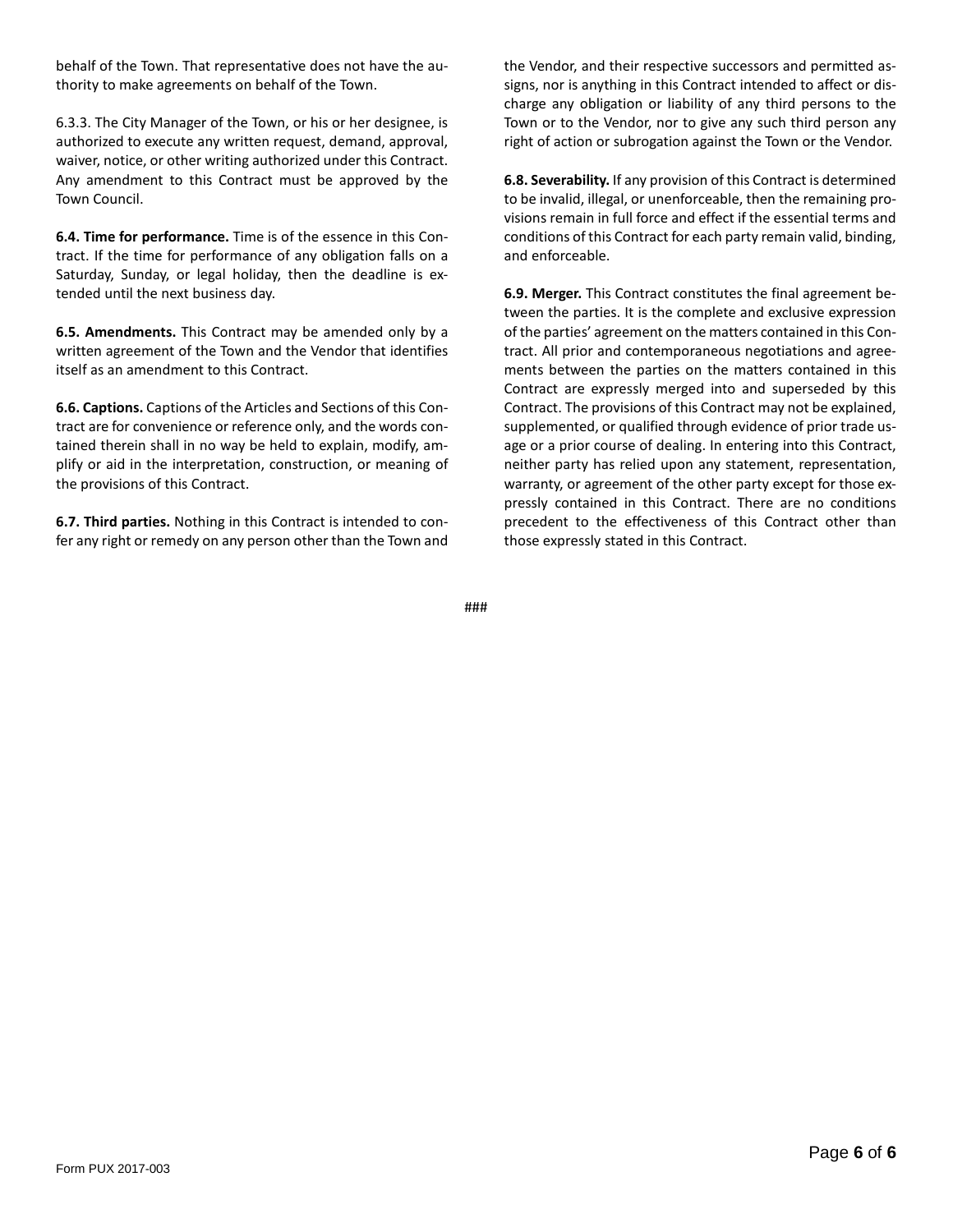behalf of the Town. That representative does not have the authority to make agreements on behalf of the Town.

6.3.3. The City Manager of the Town, or his or her designee, is authorized to execute any written request, demand, approval, waiver, notice, or other writing authorized under this Contract. Any amendment to this Contract must be approved by the Town Council.

**6.4. Time for performance.** Time is of the essence in this Contract. If the time for performance of any obligation falls on a Saturday, Sunday, or legal holiday, then the deadline is extended until the next business day.

**6.5. Amendments.** This Contract may be amended only by a written agreement of the Town and the Vendor that identifies itself as an amendment to this Contract.

**6.6. Captions.** Captions of the Articles and Sections of this Contract are for convenience or reference only, and the words contained therein shall in no way be held to explain, modify, amplify or aid in the interpretation, construction, or meaning of the provisions of this Contract.

**6.7. Third parties.** Nothing in this Contract is intended to confer any right or remedy on any person other than the Town and the Vendor, and their respective successors and permitted assigns, nor is anything in this Contract intended to affect or discharge any obligation or liability of any third persons to the Town or to the Vendor, nor to give any such third person any right of action or subrogation against the Town or the Vendor.

**6.8. Severability.** If any provision of this Contract is determined to be invalid, illegal, or unenforceable, then the remaining provisions remain in full force and effect if the essential terms and conditions of this Contract for each party remain valid, binding, and enforceable.

**6.9. Merger.** This Contract constitutes the final agreement between the parties. It is the complete and exclusive expression of the parties' agreement on the matters contained in this Contract. All prior and contemporaneous negotiations and agreements between the parties on the matters contained in this Contract are expressly merged into and superseded by this Contract. The provisions of this Contract may not be explained, supplemented, or qualified through evidence of prior trade usage or a prior course of dealing. In entering into this Contract, neither party has relied upon any statement, representation, warranty, or agreement of the other party except for those expressly contained in this Contract. There are no conditions precedent to the effectiveness of this Contract other than those expressly stated in this Contract.

###

Form PUX 2017-003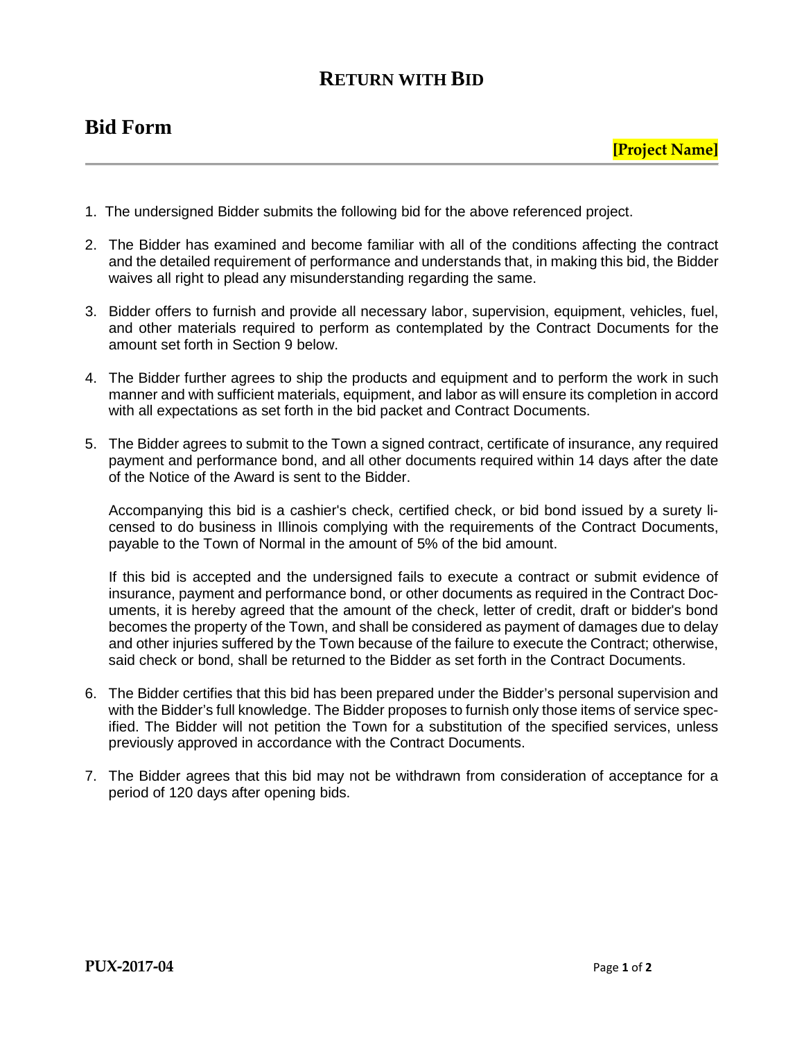# RETURN WITH BID

## Bid Form

**[Project Name]**

1. The undersigned Bidder submits the following bid for the above referenced project.

2. The Bidder has examined and become familiar with all of the conditions affecting the contract and the detailed requirement of performance and understands that, in making this bid, the Bidder waives all right to plead any misunderstanding regarding the same.

3. Bidder offers to furnish and provide all necessary labor, supervision, equipment, vehicles, fuel, and other materials required to perform as contemplated by the Contract Documents for the amount set forth in Section 9 below.

4. The Bidder further agrees to ship the products and equipment and to perform the work in such manner and with sufficient materials, equipment, and labor as will ensure its completion in accord with all expectations as set forth in the bid packet and Contract Documents.

5. The Bidder agrees to submit to the Town a signed contract, certificate of insurance, any required payment and performance bond, and all other documents required within 14 days after the date of the Notice of the Award is sent to the Bidder.

   Accompanying this bid is a cashier's check, certified check, or bid bond issued by a surety licensed to do business in Illinois complying with the requirements of the Contract Documents, payable to the Town of Normal in the amount of 5% of the bid amount.

   If this bid is accepted and the undersigned fails to execute a contract or submit evidence of insurance, payment and performance bond, or other documents as required in the Contract Documents, it is hereby agreed that the amount of the check, letter of credit, draft or bidder's bond becomes the property of the Town, and shall be considered as payment of damages due to delay and other injuries suffered by the Town because of the failure to execute the Contract; otherwise, said check or bond, shall be returned to the Bidder as set forth in the Contract Documents.

6. The Bidder certifies that this bid has been prepared under the Bidder's personal supervision and with the Bidder's full knowledge. The Bidder proposes to furnish only those items of service specified. The Bidder will not petition the Town for a substitution of the specified services, unless previously approved in accordance with the Contract Documents.

7. The Bidder agrees that this bid may not be withdrawn from consideration of acceptance for a period of 120 days after opening bids.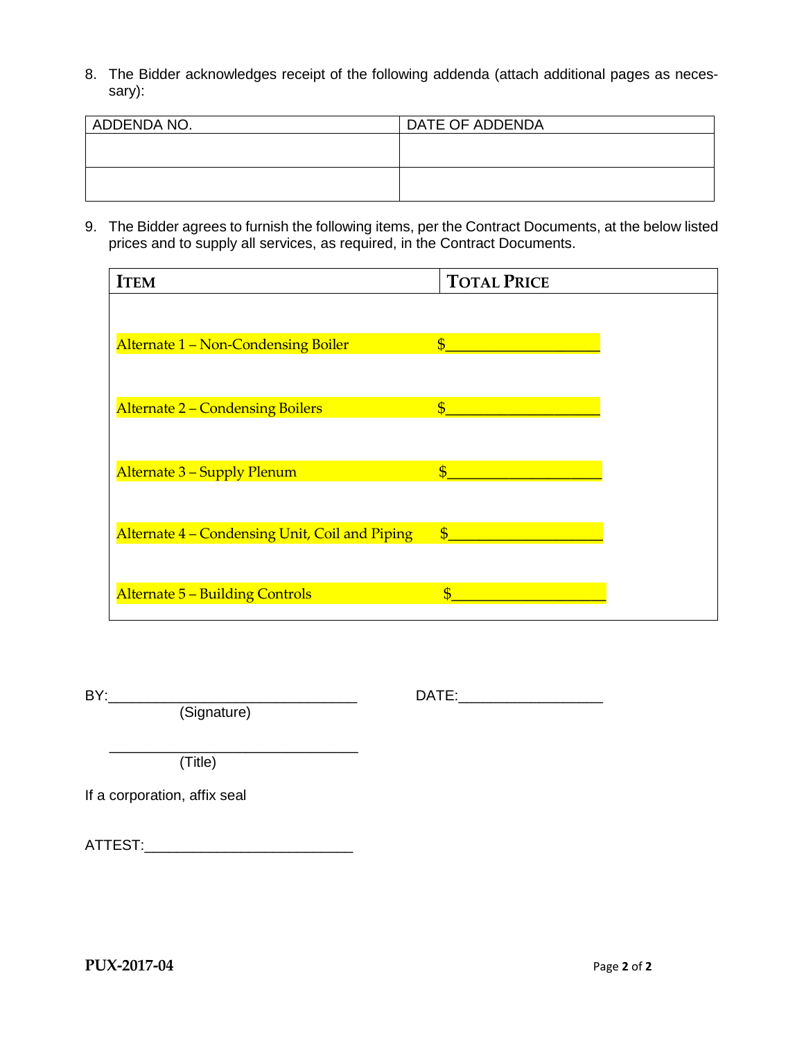8. The Bidder acknowledges receipt of the following addenda (attach additional pages as necessary):

| ADDENDA NO. | DATE OF ADDENDA |
| --- | --- |
| | |
| | |

9. The Bidder agrees to furnish the following items, per the Contract Documents, at the below listed prices and to supply all services, as required, in the Contract Documents.

| ITEM | TOTAL PRICE |
| --- | --- |
| Alternate 1 – Non-Condensing Boiler | $___________________ |
| Alternate 2 – Condensing Boilers | $___________________ |
| Alternate 3 – Supply Plenum | $___________________ |
| Alternate 4 – Condensing Unit, Coil and Piping | $___________________ |
| Alternate 5 – Building Controls | $___________________ |

BY:_______________________________ DATE:_________________
(Signature)

_______________________________
(Title)

If a corporation, affix seal

ATTEST:__________________________

PUX-2017-04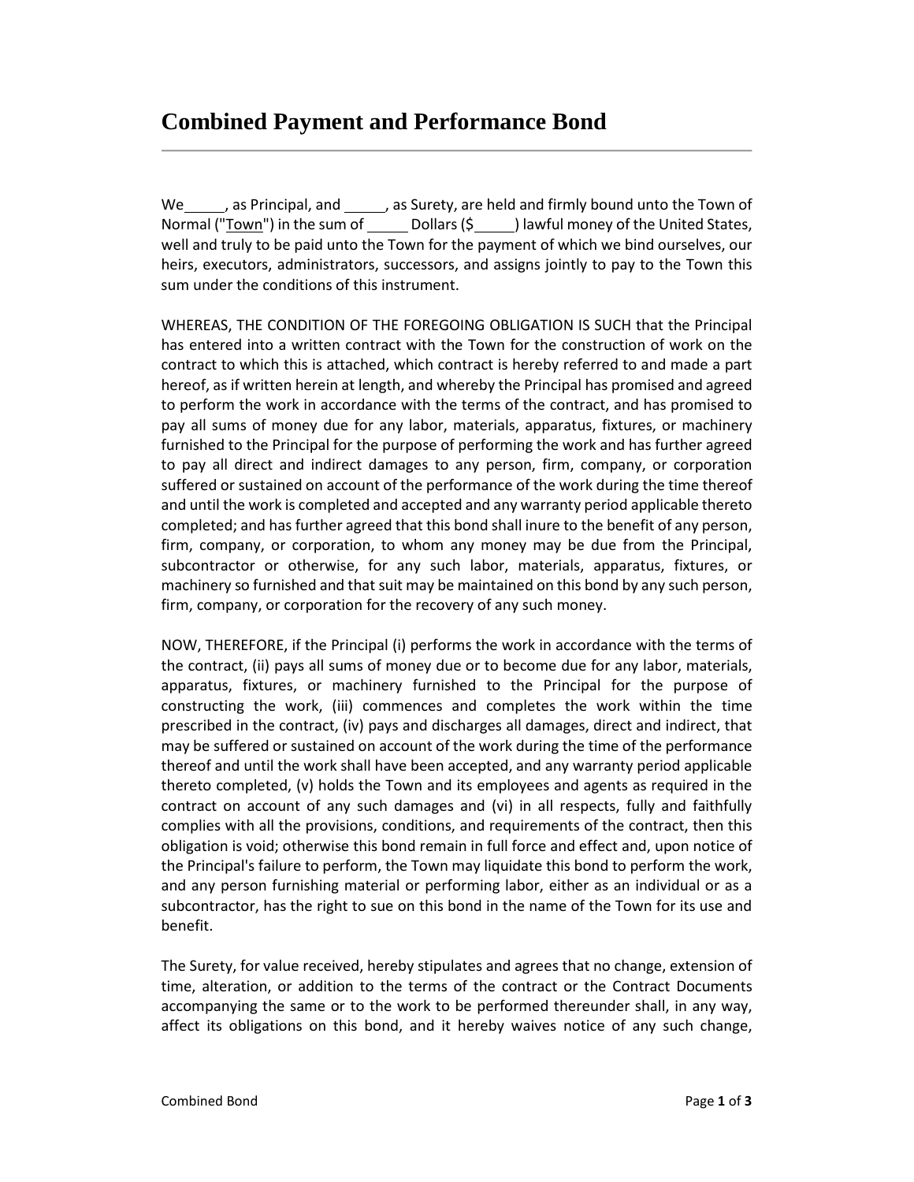# Combined Payment and Performance Bond

We _____, as Principal, and _____, as Surety, are held and firmly bound unto the Town of Normal ("Town") in the sum of _____ Dollars ($_____) lawful money of the United States, well and truly to be paid unto the Town for the payment of which we bind ourselves, our heirs, executors, administrators, successors, and assigns jointly to pay to the Town this sum under the conditions of this instrument.

WHEREAS, THE CONDITION OF THE FOREGOING OBLIGATION IS SUCH that the Principal has entered into a written contract with the Town for the construction of work on the contract to which this is attached, which contract is hereby referred to and made a part hereof, as if written herein at length, and whereby the Principal has promised and agreed to perform the work in accordance with the terms of the contract, and has promised to pay all sums of money due for any labor, materials, apparatus, fixtures, or machinery furnished to the Principal for the purpose of performing the work and has further agreed to pay all direct and indirect damages to any person, firm, company, or corporation suffered or sustained on account of the performance of the work during the time thereof and until the work is completed and accepted and any warranty period applicable thereto completed; and has further agreed that this bond shall inure to the benefit of any person, firm, company, or corporation, to whom any money may be due from the Principal, subcontractor or otherwise, for any such labor, materials, apparatus, fixtures, or machinery so furnished and that suit may be maintained on this bond by any such person, firm, company, or corporation for the recovery of any such money.

NOW, THEREFORE, if the Principal (i) performs the work in accordance with the terms of the contract, (ii) pays all sums of money due or to become due for any labor, materials, apparatus, fixtures, or machinery furnished to the Principal for the purpose of constructing the work, (iii) commences and completes the work within the time prescribed in the contract, (iv) pays and discharges all damages, direct and indirect, that may be suffered or sustained on account of the work during the time of the performance thereof and until the work shall have been accepted, and any warranty period applicable thereto completed, (v) holds the Town and its employees and agents as required in the contract on account of any such damages and (vi) in all respects, fully and faithfully complies with all the provisions, conditions, and requirements of the contract, then this obligation is void; otherwise this bond remain in full force and effect and, upon notice of the Principal's failure to perform, the Town may liquidate this bond to perform the work, and any person furnishing material or performing labor, either as an individual or as a subcontractor, has the right to sue on this bond in the name of the Town for its use and benefit.

The Surety, for value received, hereby stipulates and agrees that no change, extension of time, alteration, or addition to the terms of the contract or the Contract Documents accompanying the same or to the work to be performed thereunder shall, in any way, affect its obligations on this bond, and it hereby waives notice of any such change,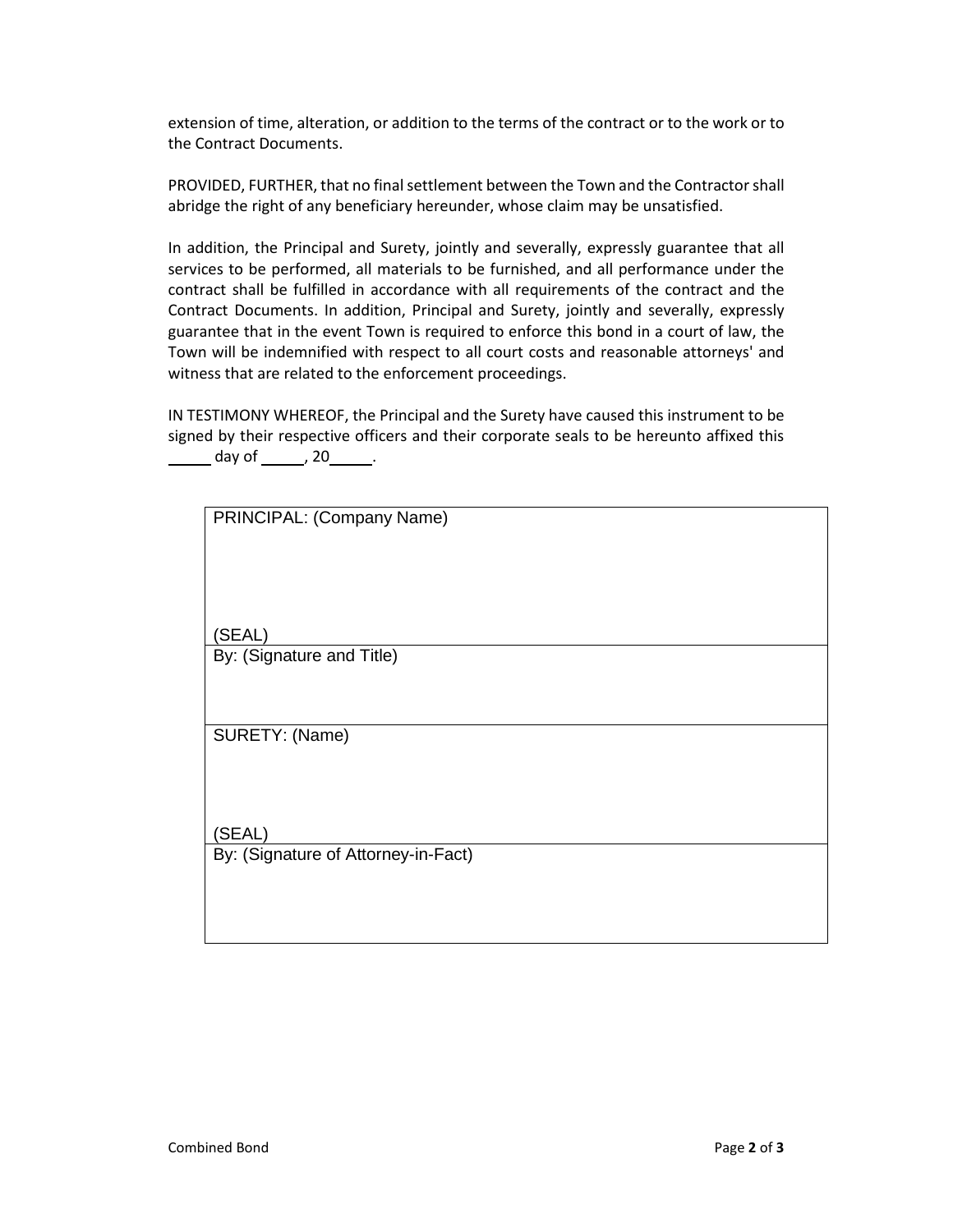extension of time, alteration, or addition to the terms of the contract or to the work or to the Contract Documents.

PROVIDED, FURTHER, that no final settlement between the Town and the Contractor shall abridge the right of any beneficiary hereunder, whose claim may be unsatisfied.

In addition, the Principal and Surety, jointly and severally, expressly guarantee that all services to be performed, all materials to be furnished, and all performance under the contract shall be fulfilled in accordance with all requirements of the contract and the Contract Documents. In addition, Principal and Surety, jointly and severally, expressly guarantee that in the event Town is required to enforce this bond in a court of law, the Town will be indemnified with respect to all court costs and reasonable attorneys' and witness that are related to the enforcement proceedings.

IN TESTIMONY WHEREOF, the Principal and the Surety have caused this instrument to be signed by their respective officers and their corporate seals to be hereunto affixed this _____ day of _____, 20_____.

| PRINCIPAL: (Company Name)<br><br><br>(SEAL) |
|---|
| By: (Signature and Title) |
| SURETY: (Name)<br><br><br>(SEAL) |
| By: (Signature of Attorney-in-Fact) |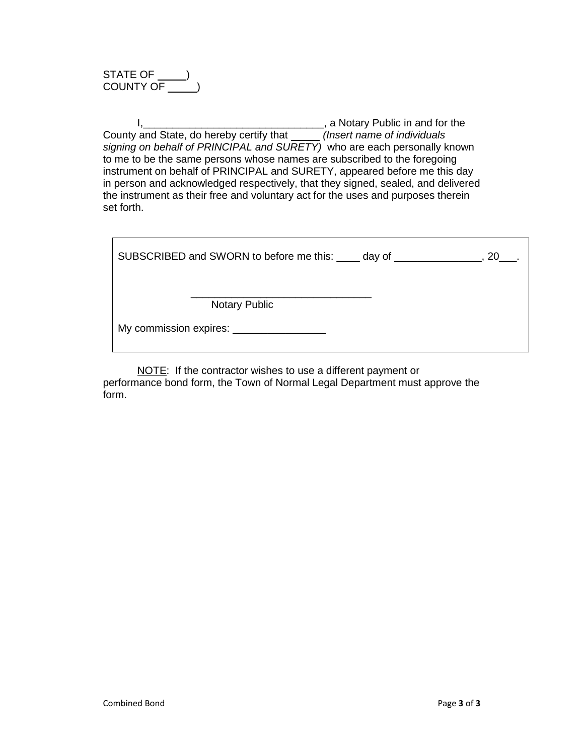STATE OF _____)
COUNTY OF _____)

I,______________________________, a Notary Public in and for the County and State, do hereby certify that _____ *(Insert name of individuals signing on behalf of PRINCIPAL and SURETY)* who are each personally known to me to be the same persons whose names are subscribed to the foregoing instrument on behalf of PRINCIPAL and SURETY, appeared before me this day in person and acknowledged respectively, that they signed, sealed, and delivered the instrument as their free and voluntary act for the uses and purposes therein set forth.

SUBSCRIBED and SWORN to before me this: ____ day of _______________, 20___.

______________________________
Notary Public

My commission expires: ________________

NOTE: If the contractor wishes to use a different payment or performance bond form, the Town of Normal Legal Department must approve the form.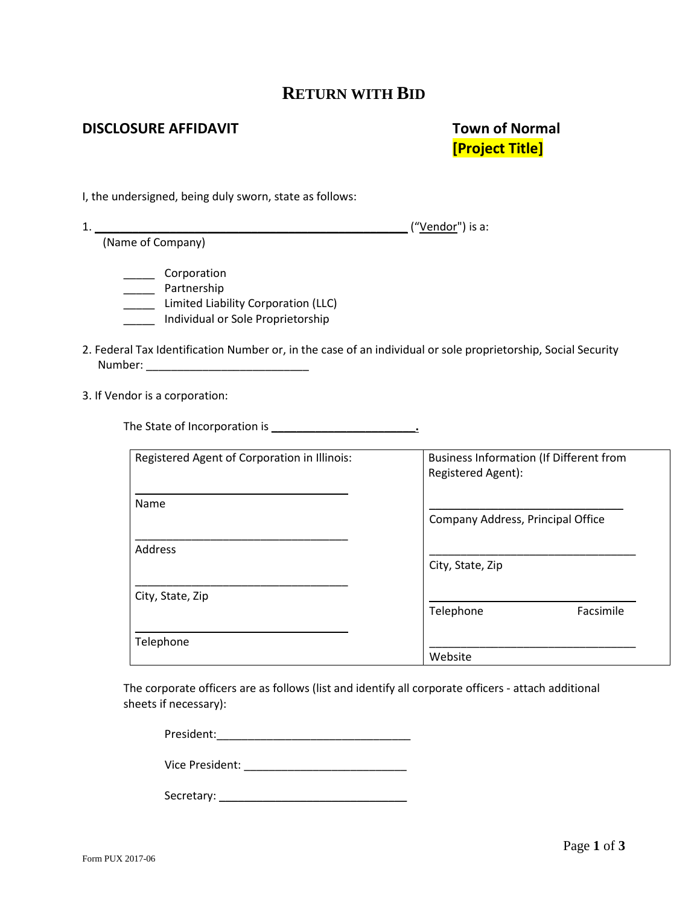# RETURN WITH BID

**DISCLOSURE AFFIDAVIT**

**Town of Normal**
**[Project Title]**

I, the undersigned, being duly sworn, state as follows:

1. ______________________________________________ ("Vendor") is a:
   (Name of Company)

   _____ Corporation
   _____ Partnership
   _____ Limited Liability Corporation (LLC)
   _____ Individual or Sole Proprietorship

2. Federal Tax Identification Number or, in the case of an individual or sole proprietorship, Social Security Number: _________________________

3. If Vendor is a corporation:

   The State of Incorporation is ______________________.

| Registered Agent of Corporation in Illinois: | Business Information (If Different from Registered Agent): |
|---|---|
| ________________________________ Name | ________________________________ Company Address, Principal Office |
| ________________________________ Address | ________________________________ City, State, Zip |
| ________________________________ City, State, Zip | ________________________________ Telephone Facsimile |
| ________________________________ Telephone | ________________________________ Website |

The corporate officers are as follows (list and identify all corporate officers - attach additional sheets if necessary):

President:______________________________

Vice President: _________________________

Secretary: _____________________________

Form PUX 2017-06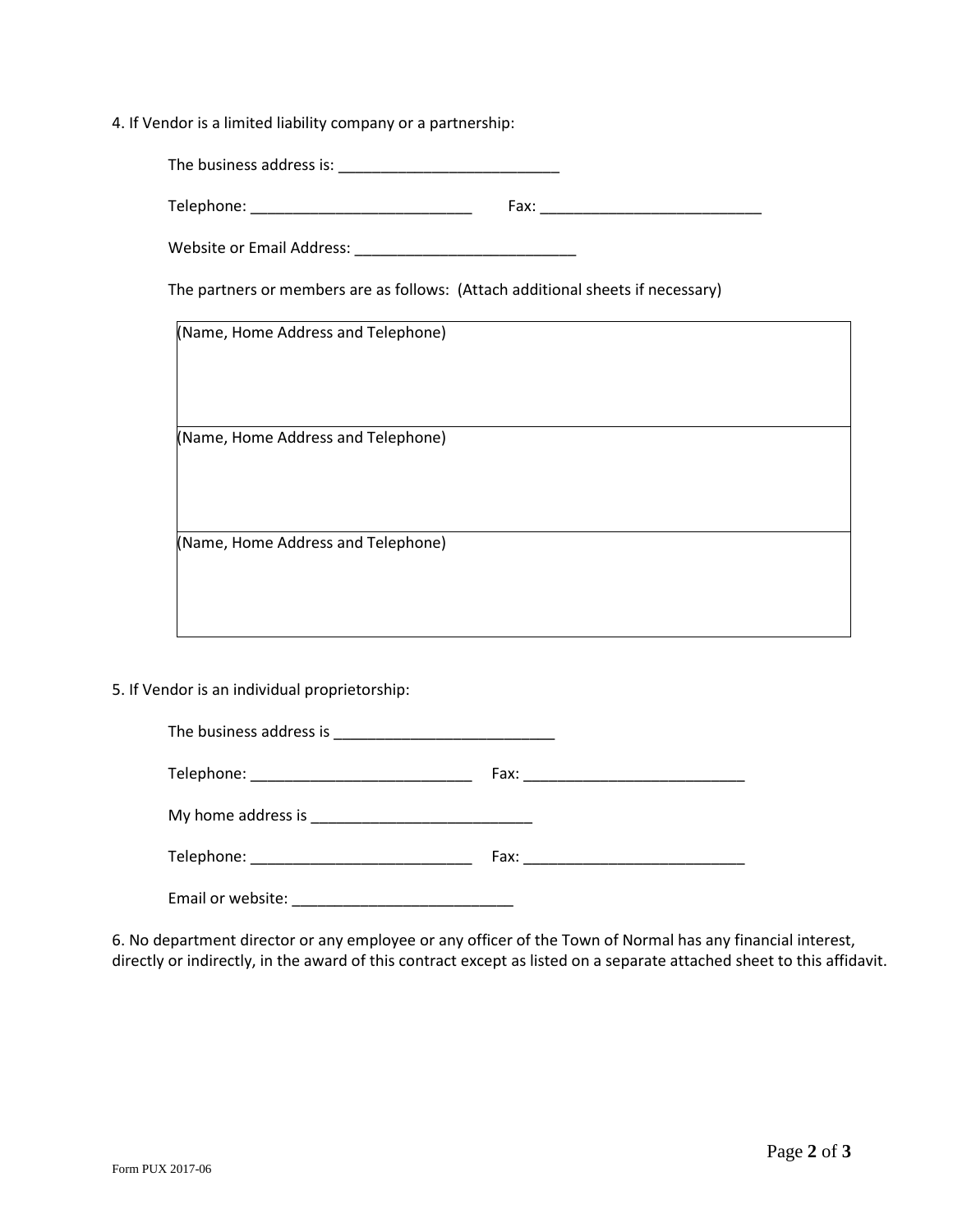4. If Vendor is a limited liability company or a partnership:

The business address is: ___________________________

Telephone: ___________________________ Fax: ___________________________

Website or Email Address: ___________________________

The partners or members are as follows: (Attach additional sheets if necessary)

| (Name, Home Address and Telephone) |
|---|
| (Name, Home Address and Telephone) |
| (Name, Home Address and Telephone) |

5. If Vendor is an individual proprietorship:

The business address is ___________________________

Telephone: ___________________________ Fax: ___________________________

My home address is ___________________________

Telephone: ___________________________ Fax: ___________________________

Email or website: ___________________________

6. No department director or any employee or any officer of the Town of Normal has any financial interest, directly or indirectly, in the award of this contract except as listed on a separate attached sheet to this affidavit.

Form PUX 2017-06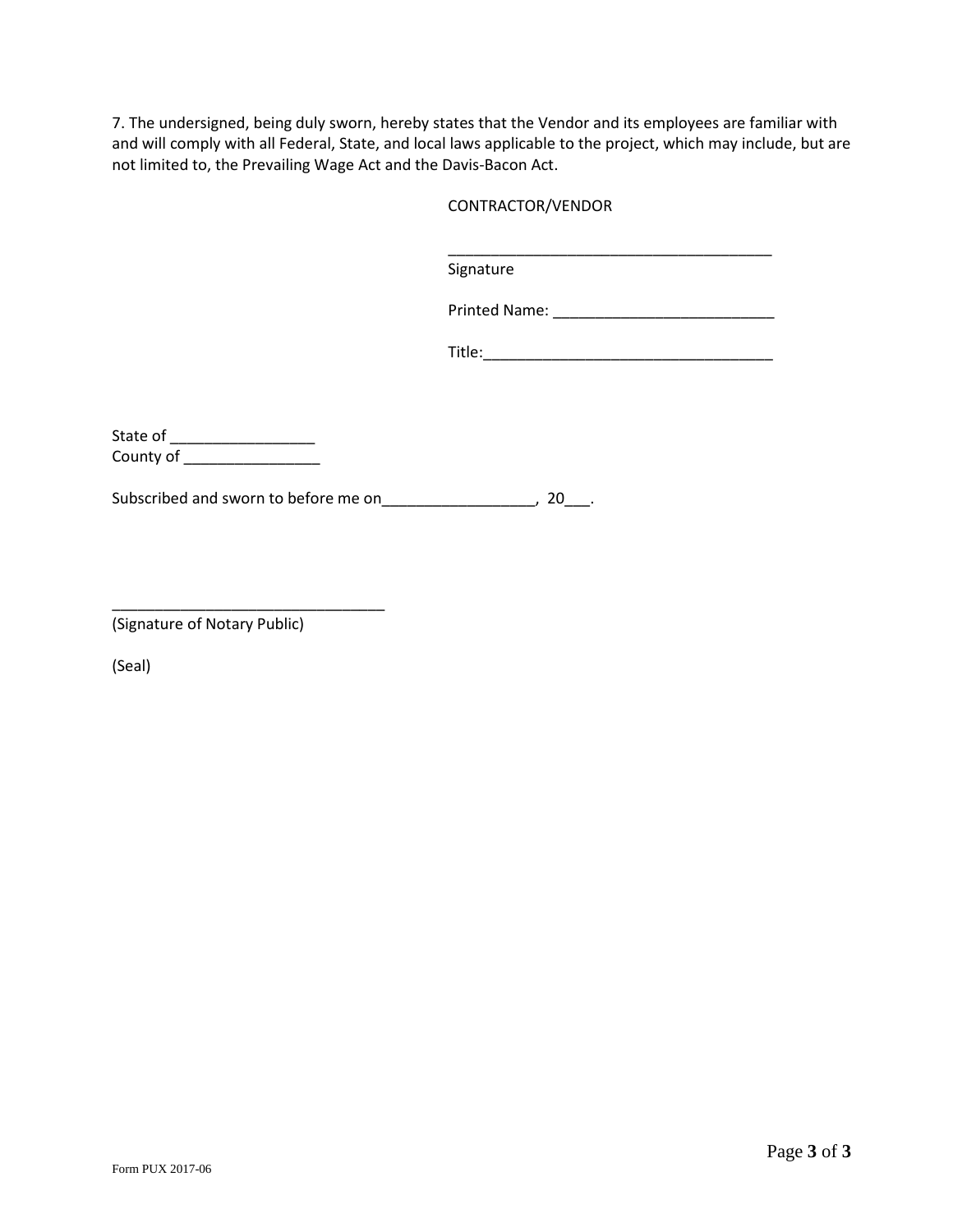7. The undersigned, being duly sworn, hereby states that the Vendor and its employees are familiar with and will comply with all Federal, State, and local laws applicable to the project, which may include, but are not limited to, the Prevailing Wage Act and the Davis-Bacon Act.

CONTRACTOR/VENDOR

_______________________________________
Signature

Printed Name: __________________________

Title:__________________________________

State of _________________
County of ________________

Subscribed and sworn to before me on__________________, 20___.

________________________________
(Signature of Notary Public)

(Seal)

Form PUX 2017-06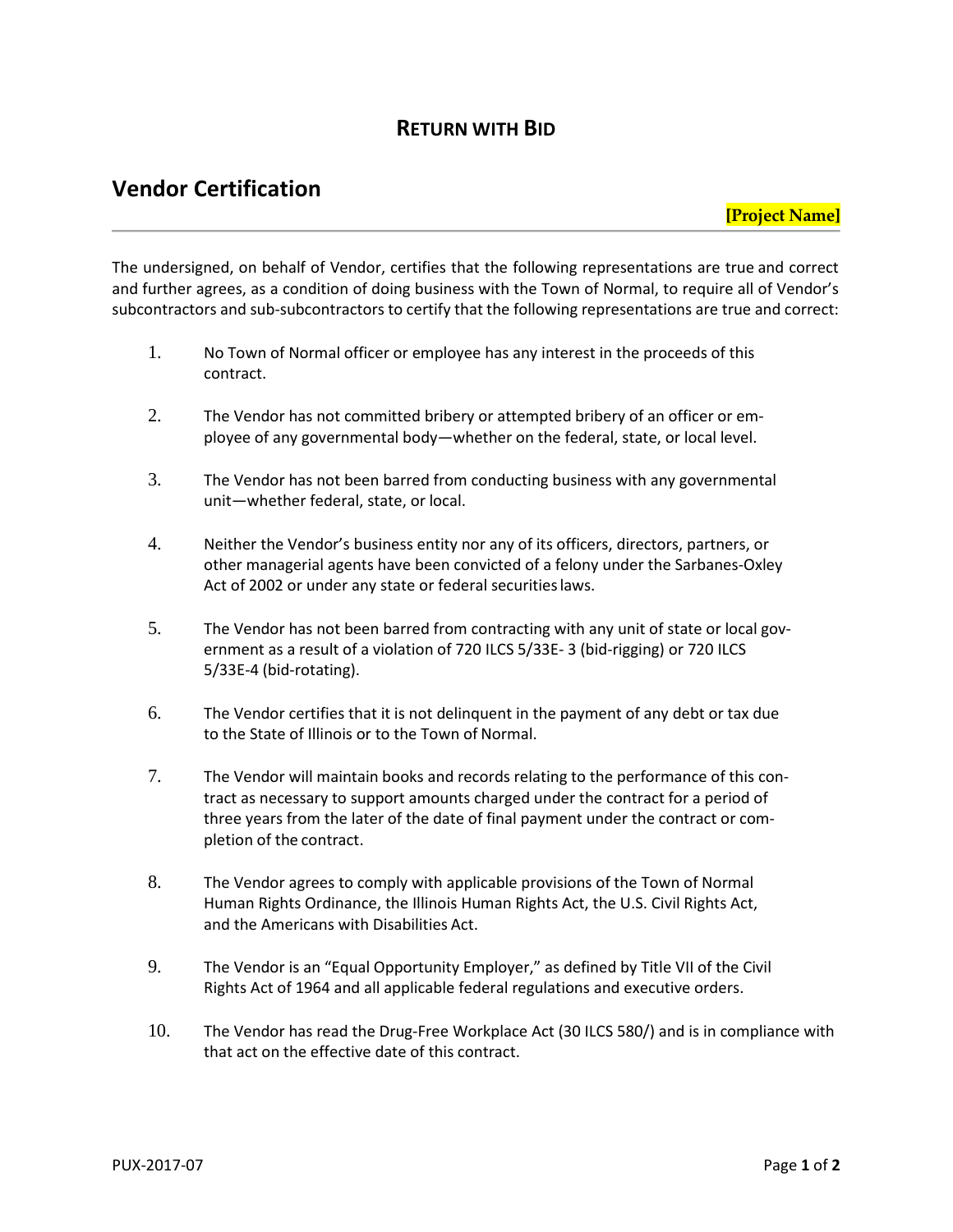## RETURN WITH BID

# Vendor Certification

**[Project Name]**

---

The undersigned, on behalf of Vendor, certifies that the following representations are true and correct and further agrees, as a condition of doing business with the Town of Normal, to require all of Vendor's subcontractors and sub-subcontractors to certify that the following representations are true and correct:

1. No Town of Normal officer or employee has any interest in the proceeds of this contract.

2. The Vendor has not committed bribery or attempted bribery of an officer or employee of any governmental body—whether on the federal, state, or local level.

3. The Vendor has not been barred from conducting business with any governmental unit—whether federal, state, or local.

4. Neither the Vendor's business entity nor any of its officers, directors, partners, or other managerial agents have been convicted of a felony under the Sarbanes-Oxley Act of 2002 or under any state or federal securities laws.

5. The Vendor has not been barred from contracting with any unit of state or local government as a result of a violation of 720 ILCS 5/33E- 3 (bid-rigging) or 720 ILCS 5/33E-4 (bid-rotating).

6. The Vendor certifies that it is not delinquent in the payment of any debt or tax due to the State of Illinois or to the Town of Normal.

7. The Vendor will maintain books and records relating to the performance of this contract as necessary to support amounts charged under the contract for a period of three years from the later of the date of final payment under the contract or completion of the contract.

8. The Vendor agrees to comply with applicable provisions of the Town of Normal Human Rights Ordinance, the Illinois Human Rights Act, the U.S. Civil Rights Act, and the Americans with Disabilities Act.

9. The Vendor is an "Equal Opportunity Employer," as defined by Title VII of the Civil Rights Act of 1964 and all applicable federal regulations and executive orders.

10. The Vendor has read the Drug-Free Workplace Act (30 ILCS 580/) and is in compliance with that act on the effective date of this contract.

PUX-2017-07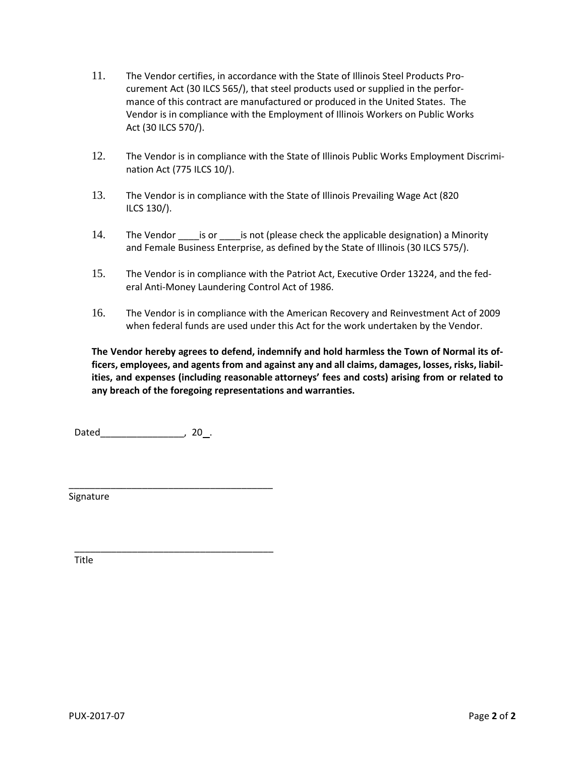11. The Vendor certifies, in accordance with the State of Illinois Steel Products Procurement Act (30 ILCS 565/), that steel products used or supplied in the performance of this contract are manufactured or produced in the United States. The Vendor is in compliance with the Employment of Illinois Workers on Public Works Act (30 ILCS 570/).

12. The Vendor is in compliance with the State of Illinois Public Works Employment Discrimination Act (775 ILCS 10/).

13. The Vendor is in compliance with the State of Illinois Prevailing Wage Act (820 ILCS 130/).

14. The Vendor ____is or ____is not (please check the applicable designation) a Minority and Female Business Enterprise, as defined by the State of Illinois (30 ILCS 575/).

15. The Vendor is in compliance with the Patriot Act, Executive Order 13224, and the federal Anti-Money Laundering Control Act of 1986.

16. The Vendor is in compliance with the American Recovery and Reinvestment Act of 2009 when federal funds are used under this Act for the work undertaken by the Vendor.

**The Vendor hereby agrees to defend, indemnify and hold harmless the Town of Normal its officers, employees, and agents from and against any and all claims, damages, losses, risks, liabilities, and expenses (including reasonable attorneys' fees and costs) arising from or related to any breach of the foregoing representations and warranties.**

Dated________________, 20_.

________________________________________
Signature

________________________________________
Title

PUX-2017-07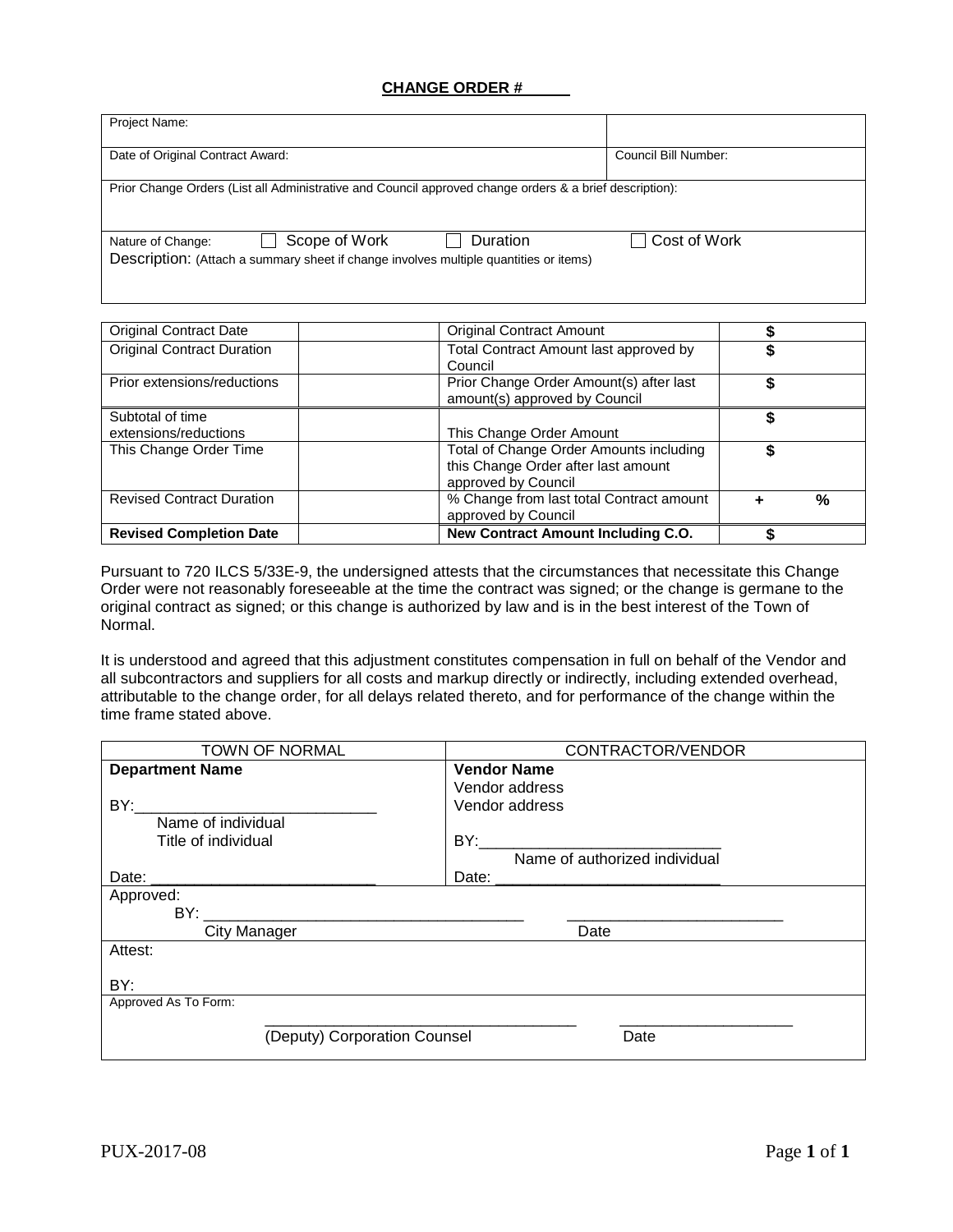**CHANGE ORDER # \_\_\_\_\_**

| Project Name: | |
|---|---|
| Date of Original Contract Award: | Council Bill Number: |
| Prior Change Orders (List all Administrative and Council approved change orders & a brief description): | |
| Nature of Change: ☐ Scope of Work ☐ Duration ☐ Cost of Work<br>Description: (Attach a summary sheet if change involves multiple quantities or items) | |

| | | | |
|---|---|---|---|
| Original Contract Date | | Original Contract Amount | $ |
| Original Contract Duration | | Total Contract Amount last approved by Council | $ |
| Prior extensions/reductions | | Prior Change Order Amount(s) after last amount(s) approved by Council | $ |
| Subtotal of time extensions/reductions | | This Change Order Amount | $ |
| This Change Order Time | | Total of Change Order Amounts including this Change Order after last amount approved by Council | $ |
| Revised Contract Duration | | % Change from last total Contract amount approved by Council | + % |
| **Revised Completion Date** | | **New Contract Amount Including C.O.** | $ |

Pursuant to 720 ILCS 5/33E-9, the undersigned attests that the circumstances that necessitate this Change Order were not reasonably foreseeable at the time the contract was signed; or the change is germane to the original contract as signed; or this change is authorized by law and is in the best interest of the Town of Normal.

It is understood and agreed that this adjustment constitutes compensation in full on behalf of the Vendor and all subcontractors and suppliers for all costs and markup directly or indirectly, including extended overhead, attributable to the change order, for all delays related thereto, and for performance of the change within the time frame stated above.

| TOWN OF NORMAL | CONTRACTOR/VENDOR |
|---|---|
| **Department Name**<br><br>BY:\_\_\_\_\_\_\_\_\_\_\_\_\_\_\_\_\_\_\_\_\_\_\_\_\_\_\_\_<br>Name of individual<br>Title of individual<br><br>Date: \_\_\_\_\_\_\_\_\_\_\_\_\_\_\_\_\_\_\_\_\_\_\_\_\_\_\_ | **Vendor Name**<br>Vendor address<br>Vendor address<br><br>BY:\_\_\_\_\_\_\_\_\_\_\_\_\_\_\_\_\_\_\_\_\_\_\_\_\_\_\_\_<br>Name of authorized individual<br>Date: \_\_\_\_\_\_\_\_\_\_\_\_\_\_\_\_\_\_\_\_\_\_\_\_\_\_\_ |
| Approved:<br>BY: \_\_\_\_\_\_\_\_\_\_\_\_\_\_\_\_\_\_\_\_\_\_\_\_\_\_\_\_\_\_\_\_\_\_\_\_\_\_\_ \_\_\_\_\_\_\_\_\_\_\_\_\_\_\_\_\_\_\_\_\_\_\_\_\_\_<br>City Manager Date | |
| Attest:<br><br>BY: | |
| Approved As To Form:<br><br>\_\_\_\_\_\_\_\_\_\_\_\_\_\_\_\_\_\_\_\_\_\_\_\_\_\_\_\_\_\_\_\_\_\_\_\_\_\_ \_\_\_\_\_\_\_\_\_\_\_\_\_\_\_\_\_\_\_\_\_<br>(Deputy) Corporation Counsel Date | |

PUX-2017-08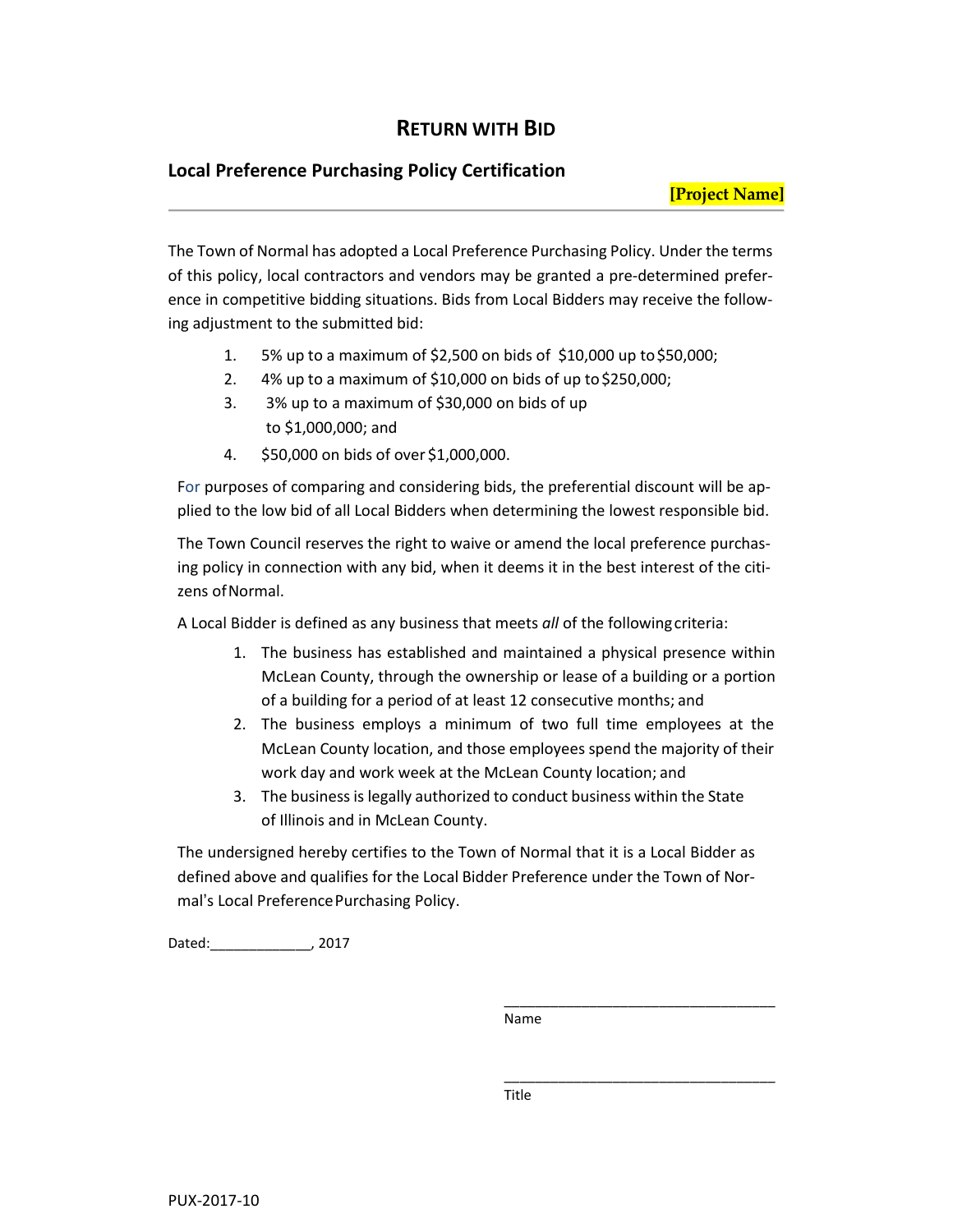# RETURN WITH BID

## Local Preference Purchasing Policy Certification

**[Project Name]**

---

The Town of Normal has adopted a Local Preference Purchasing Policy. Under the terms of this policy, local contractors and vendors may be granted a pre-determined preference in competitive bidding situations. Bids from Local Bidders may receive the following adjustment to the submitted bid:

1. 5% up to a maximum of $2,500 on bids of $10,000 up to $50,000;
2. 4% up to a maximum of $10,000 on bids of up to $250,000;
3. 3% up to a maximum of $30,000 on bids of up to $1,000,000; and
4. $50,000 on bids of over $1,000,000.

For purposes of comparing and considering bids, the preferential discount will be applied to the low bid of all Local Bidders when determining the lowest responsible bid.

The Town Council reserves the right to waive or amend the local preference purchasing policy in connection with any bid, when it deems it in the best interest of the citizens of Normal.

A Local Bidder is defined as any business that meets *all* of the following criteria:

1. The business has established and maintained a physical presence within McLean County, through the ownership or lease of a building or a portion of a building for a period of at least 12 consecutive months; and
2. The business employs a minimum of two full time employees at the McLean County location, and those employees spend the majority of their work day and work week at the McLean County location; and
3. The business is legally authorized to conduct business within the State of Illinois and in McLean County.

The undersigned hereby certifies to the Town of Normal that it is a Local Bidder as defined above and qualifies for the Local Bidder Preference under the Town of Normal's Local Preference Purchasing Policy.

Dated:_____________, 2017

___________________________________
Name

___________________________________
Title

PUX-2017-10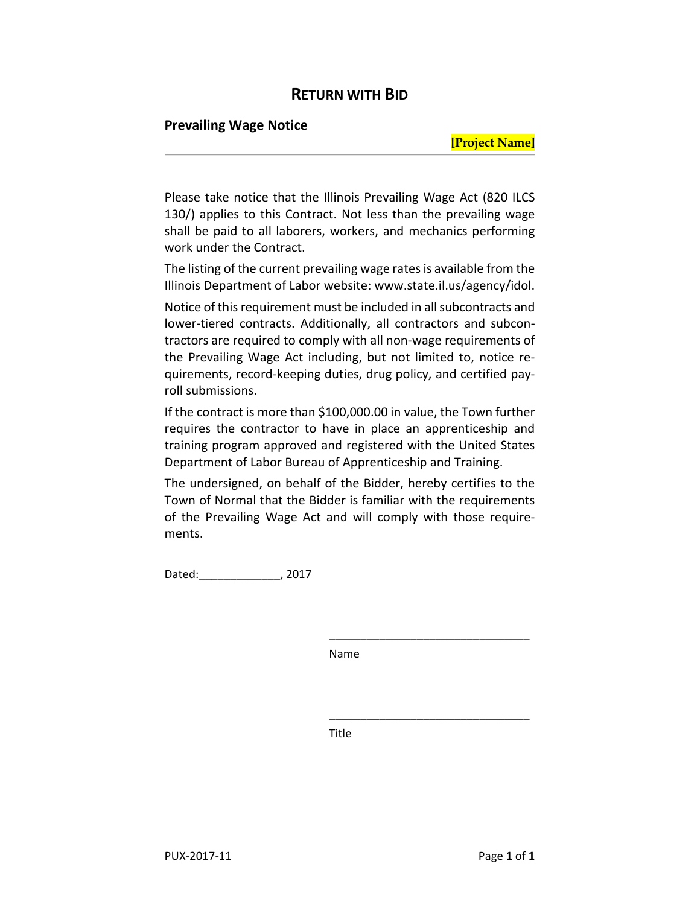# RETURN WITH BID

## Prevailing Wage Notice

**[Project Name]**

---

Please take notice that the Illinois Prevailing Wage Act (820 ILCS 130/) applies to this Contract. Not less than the prevailing wage shall be paid to all laborers, workers, and mechanics performing work under the Contract.

The listing of the current prevailing wage rates is available from the Illinois Department of Labor website: www.state.il.us/agency/idol.

Notice of this requirement must be included in all subcontracts and lower-tiered contracts. Additionally, all contractors and subcontractors are required to comply with all non-wage requirements of the Prevailing Wage Act including, but not limited to, notice requirements, record-keeping duties, drug policy, and certified payroll submissions.

If the contract is more than $100,000.00 in value, the Town further requires the contractor to have in place an apprenticeship and training program approved and registered with the United States Department of Labor Bureau of Apprenticeship and Training.

The undersigned, on behalf of the Bidder, hereby certifies to the Town of Normal that the Bidder is familiar with the requirements of the Prevailing Wage Act and will comply with those requirements.

Dated:_____________, 2017

_______________________________
Name

_______________________________
Title

PUX-2017-11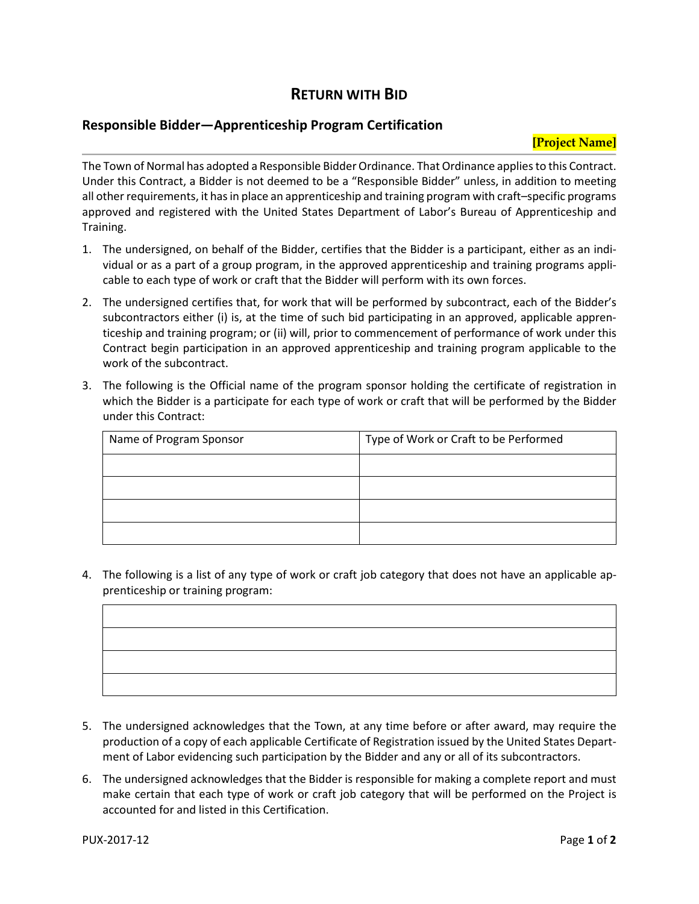# RETURN WITH BID

## Responsible Bidder—Apprenticeship Program Certification

**[Project Name]**

The Town of Normal has adopted a Responsible Bidder Ordinance. That Ordinance applies to this Contract. Under this Contract, a Bidder is not deemed to be a "Responsible Bidder" unless, in addition to meeting all other requirements, it has in place an apprenticeship and training program with craft–specific programs approved and registered with the United States Department of Labor's Bureau of Apprenticeship and Training.

1. The undersigned, on behalf of the Bidder, certifies that the Bidder is a participant, either as an individual or as a part of a group program, in the approved apprenticeship and training programs applicable to each type of work or craft that the Bidder will perform with its own forces.

2. The undersigned certifies that, for work that will be performed by subcontract, each of the Bidder's subcontractors either (i) is, at the time of such bid participating in an approved, applicable apprenticeship and training program; or (ii) will, prior to commencement of performance of work under this Contract begin participation in an approved apprenticeship and training program applicable to the work of the subcontract.

3. The following is the Official name of the program sponsor holding the certificate of registration in which the Bidder is a participate for each type of work or craft that will be performed by the Bidder under this Contract:

| Name of Program Sponsor | Type of Work or Craft to be Performed |
|---|---|
| | |
| | |
| | |
| | |

4. The following is a list of any type of work or craft job category that does not have an applicable apprenticeship or training program:

| |
|---|
| |
| |
| |
| |

5. The undersigned acknowledges that the Town, at any time before or after award, may require the production of a copy of each applicable Certificate of Registration issued by the United States Department of Labor evidencing such participation by the Bidder and any or all of its subcontractors.

6. The undersigned acknowledges that the Bidder is responsible for making a complete report and must make certain that each type of work or craft job category that will be performed on the Project is accounted for and listed in this Certification.

PUX-2017-12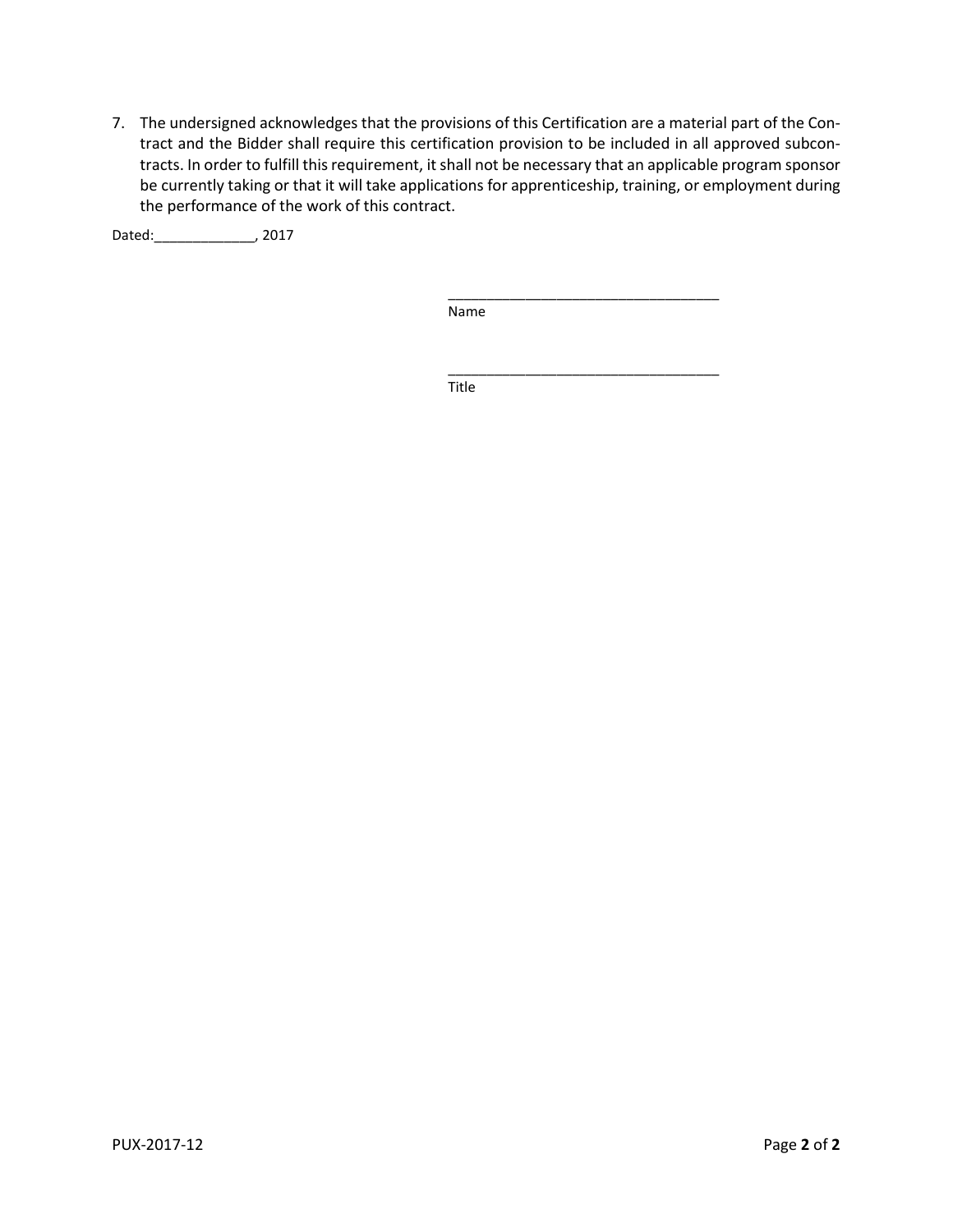7. The undersigned acknowledges that the provisions of this Certification are a material part of the Contract and the Bidder shall require this certification provision to be included in all approved subcontracts. In order to fulfill this requirement, it shall not be necessary that an applicable program sponsor be currently taking or that it will take applications for apprenticeship, training, or employment during the performance of the work of this contract.

Dated:_____________, 2017

___________________________________
Name

___________________________________
Title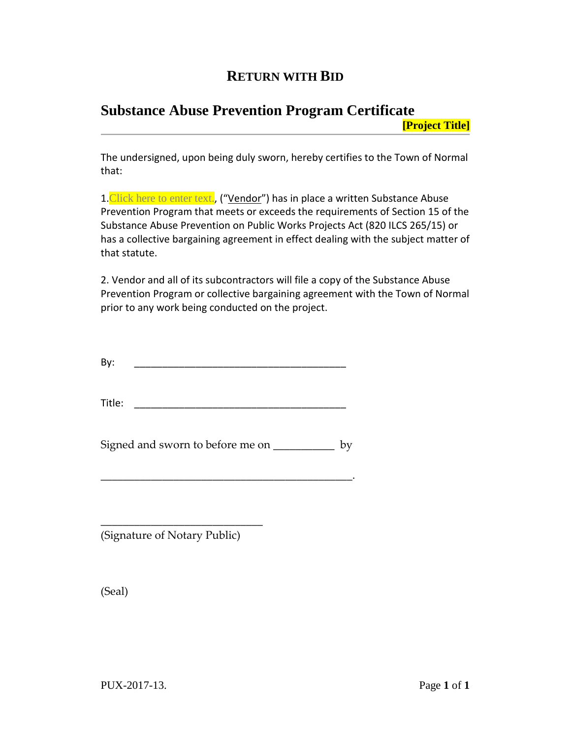**RETURN WITH BID**

# Substance Abuse Prevention Program Certificate

**[Project Title]**

---

The undersigned, upon being duly sworn, hereby certifies to the Town of Normal that:

1.Click here to enter text., ("Vendor") has in place a written Substance Abuse Prevention Program that meets or exceeds the requirements of Section 15 of the Substance Abuse Prevention on Public Works Projects Act (820 ILCS 265/15) or has a collective bargaining agreement in effect dealing with the subject matter of that statute.

2. Vendor and all of its subcontractors will file a copy of the Substance Abuse Prevention Program or collective bargaining agreement with the Town of Normal prior to any work being conducted on the project.

By: _______________________________________

Title: _______________________________________

Signed and sworn to before me on ___________ by

_______________________________________________.

_____________________________
(Signature of Notary Public)

(Seal)

PUX-2017-13.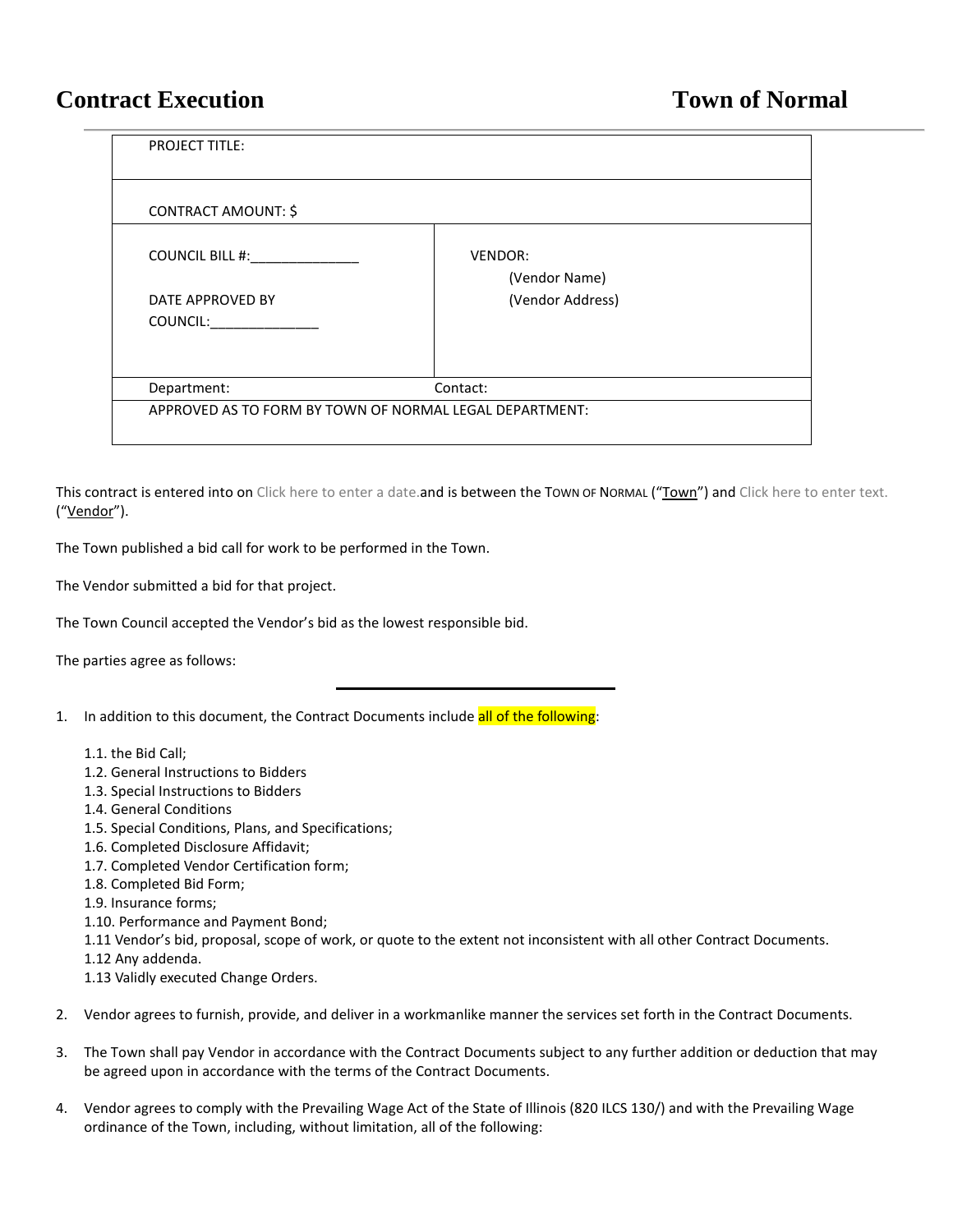# Contract Execution — Town of Normal

| PROJECT TITLE: | |
|---|---|
| CONTRACT AMOUNT: $ | |
| COUNCIL BILL #:______________<br><br>DATE APPROVED BY COUNCIL:______________ | VENDOR:<br>(Vendor Name)<br>(Vendor Address) |
| Department: | Contact: |
| APPROVED AS TO FORM BY TOWN OF NORMAL LEGAL DEPARTMENT: | |

This contract is entered into on Click here to enter a date.and is between the TOWN OF NORMAL ("Town") and Click here to enter text. ("Vendor").

The Town published a bid call for work to be performed in the Town.

The Vendor submitted a bid for that project.

The Town Council accepted the Vendor's bid as the lowest responsible bid.

The parties agree as follows:

---

1. In addition to this document, the Contract Documents include all of the following:

   1.1. the Bid Call;
   1.2. General Instructions to Bidders
   1.3. Special Instructions to Bidders
   1.4. General Conditions
   1.5. Special Conditions, Plans, and Specifications;
   1.6. Completed Disclosure Affidavit;
   1.7. Completed Vendor Certification form;
   1.8. Completed Bid Form;
   1.9. Insurance forms;
   1.10. Performance and Payment Bond;
   1.11 Vendor's bid, proposal, scope of work, or quote to the extent not inconsistent with all other Contract Documents.
   1.12 Any addenda.
   1.13 Validly executed Change Orders.

2. Vendor agrees to furnish, provide, and deliver in a workmanlike manner the services set forth in the Contract Documents.

3. The Town shall pay Vendor in accordance with the Contract Documents subject to any further addition or deduction that may be agreed upon in accordance with the terms of the Contract Documents.

4. Vendor agrees to comply with the Prevailing Wage Act of the State of Illinois (820 ILCS 130/) and with the Prevailing Wage ordinance of the Town, including, without limitation, all of the following: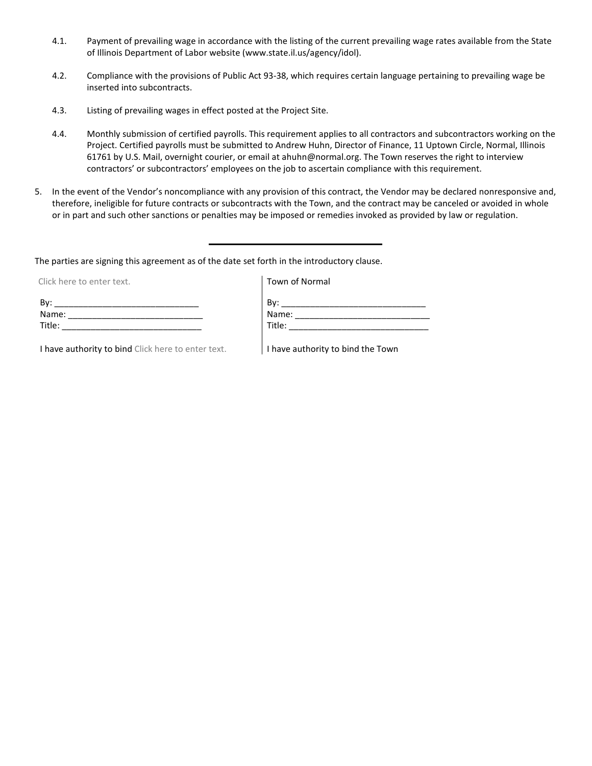4.1. Payment of prevailing wage in accordance with the listing of the current prevailing wage rates available from the State of Illinois Department of Labor website (www.state.il.us/agency/idol).

4.2. Compliance with the provisions of Public Act 93-38, which requires certain language pertaining to prevailing wage be inserted into subcontracts.

4.3. Listing of prevailing wages in effect posted at the Project Site.

4.4. Monthly submission of certified payrolls. This requirement applies to all contractors and subcontractors working on the Project. Certified payrolls must be submitted to Andrew Huhn, Director of Finance, 11 Uptown Circle, Normal, Illinois 61761 by U.S. Mail, overnight courier, or email at ahuhn@normal.org. The Town reserves the right to interview contractors' or subcontractors' employees on the job to ascertain compliance with this requirement.

5. In the event of the Vendor's noncompliance with any provision of this contract, the Vendor may be declared nonresponsive and, therefore, ineligible for future contracts or subcontracts with the Town, and the contract may be canceled or avoided in whole or in part and such other sanctions or penalties may be imposed or remedies invoked as provided by law or regulation.

---

The parties are signing this agreement as of the date set forth in the introductory clause.

| | |
|---|---|
| Click here to enter text. | Town of Normal |
| By: ______________________________ | By: ______________________________ |
| Name: ____________________________ | Name: ____________________________ |
| Title: _____________________________ | Title: _____________________________ |
| I have authority to bind Click here to enter text. | I have authority to bind the Town |